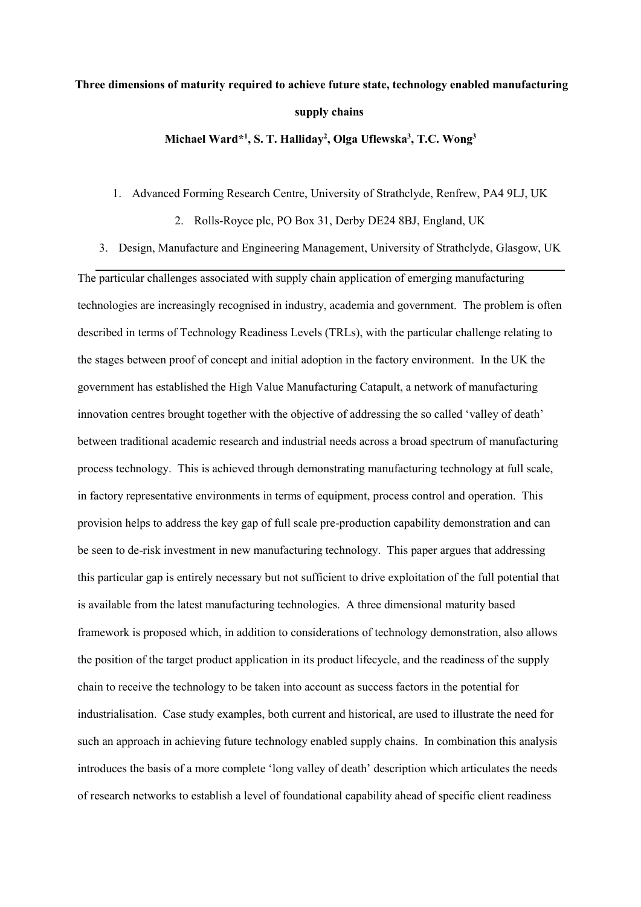# Three dimensions of maturity required to achieve future state, technology enabled manufacturing supply chains

**Michael Ward*[1], S. T. Halliday[2], Olga Uflewska[3], T.C. Wong[3]**

1. Advanced Forming Research Centre, University of Strathclyde, Renfrew, PA4 9LJ, UK
2. Rolls-Royce plc, PO Box 31, Derby DE24 8BJ, England, UK
3. Design, Manufacture and Engineering Management, University of Strathclyde, Glasgow, UK

---

The particular challenges associated with supply chain application of emerging manufacturing technologies are increasingly recognised in industry, academia and government. The problem is often described in terms of Technology Readiness Levels (TRLs), with the particular challenge relating to the stages between proof of concept and initial adoption in the factory environment. In the UK the government has established the High Value Manufacturing Catapult, a network of manufacturing innovation centres brought together with the objective of addressing the so called 'valley of death' between traditional academic research and industrial needs across a broad spectrum of manufacturing process technology. This is achieved through demonstrating manufacturing technology at full scale, in factory representative environments in terms of equipment, process control and operation. This provision helps to address the key gap of full scale pre-production capability demonstration and can be seen to de-risk investment in new manufacturing technology. This paper argues that addressing this particular gap is entirely necessary but not sufficient to drive exploitation of the full potential that is available from the latest manufacturing technologies. A three dimensional maturity based framework is proposed which, in addition to considerations of technology demonstration, also allows the position of the target product application in its product lifecycle, and the readiness of the supply chain to receive the technology to be taken into account as success factors in the potential for industrialisation. Case study examples, both current and historical, are used to illustrate the need for such an approach in achieving future technology enabled supply chains. In combination this analysis introduces the basis of a more complete 'long valley of death' description which articulates the needs of research networks to establish a level of foundational capability ahead of specific client readiness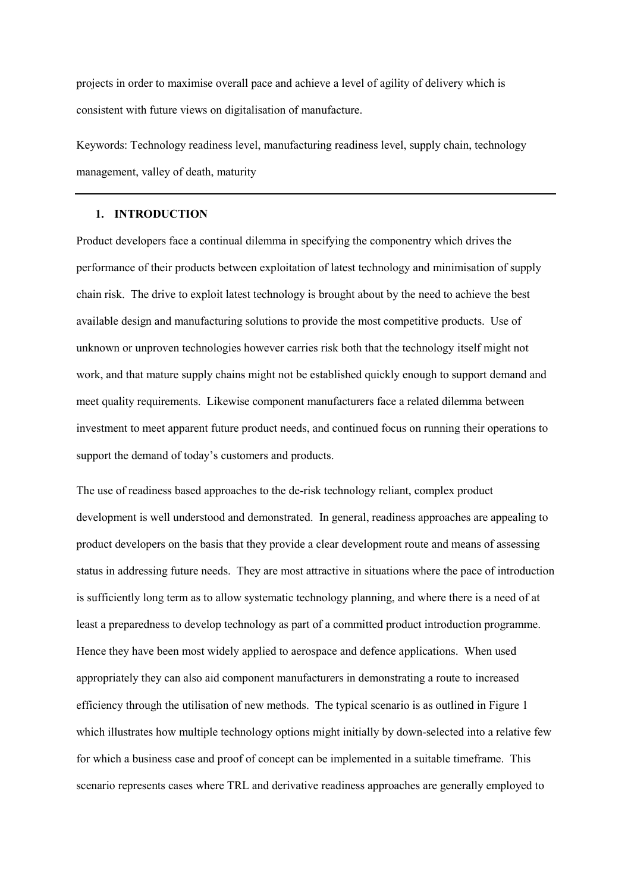projects in order to maximise overall pace and achieve a level of agility of delivery which is consistent with future views on digitalisation of manufacture.

Keywords: Technology readiness level, manufacturing readiness level, supply chain, technology management, valley of death, maturity

---

## 1. INTRODUCTION

Product developers face a continual dilemma in specifying the componentry which drives the performance of their products between exploitation of latest technology and minimisation of supply chain risk. The drive to exploit latest technology is brought about by the need to achieve the best available design and manufacturing solutions to provide the most competitive products. Use of unknown or unproven technologies however carries risk both that the technology itself might not work, and that mature supply chains might not be established quickly enough to support demand and meet quality requirements. Likewise component manufacturers face a related dilemma between investment to meet apparent future product needs, and continued focus on running their operations to support the demand of today's customers and products.

The use of readiness based approaches to the de-risk technology reliant, complex product development is well understood and demonstrated. In general, readiness approaches are appealing to product developers on the basis that they provide a clear development route and means of assessing status in addressing future needs. They are most attractive in situations where the pace of introduction is sufficiently long term as to allow systematic technology planning, and where there is a need of at least a preparedness to develop technology as part of a committed product introduction programme. Hence they have been most widely applied to aerospace and defence applications. When used appropriately they can also aid component manufacturers in demonstrating a route to increased efficiency through the utilisation of new methods. The typical scenario is as outlined in Figure 1 which illustrates how multiple technology options might initially by down-selected into a relative few for which a business case and proof of concept can be implemented in a suitable timeframe. This scenario represents cases where TRL and derivative readiness approaches are generally employed to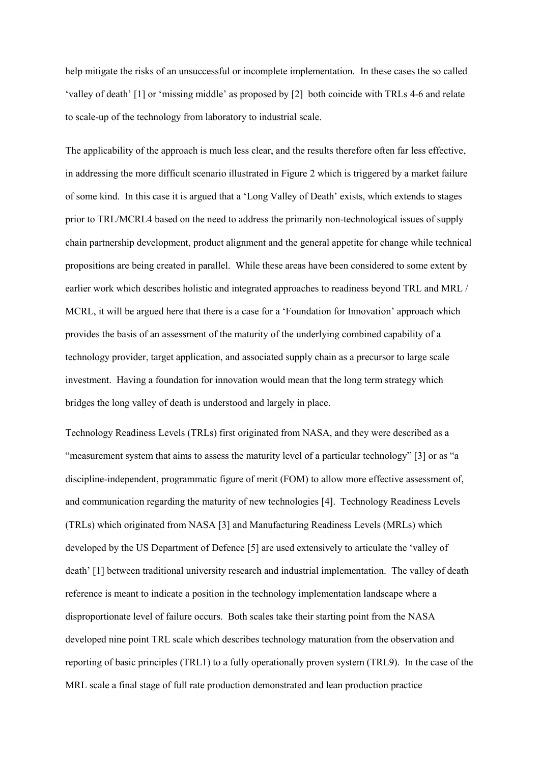help mitigate the risks of an unsuccessful or incomplete implementation. In these cases the so called 'valley of death' [1] or 'missing middle' as proposed by [2] both coincide with TRLs 4-6 and relate to scale-up of the technology from laboratory to industrial scale.

The applicability of the approach is much less clear, and the results therefore often far less effective, in addressing the more difficult scenario illustrated in Figure 2 which is triggered by a market failure of some kind. In this case it is argued that a 'Long Valley of Death' exists, which extends to stages prior to TRL/MCRL4 based on the need to address the primarily non-technological issues of supply chain partnership development, product alignment and the general appetite for change while technical propositions are being created in parallel. While these areas have been considered to some extent by earlier work which describes holistic and integrated approaches to readiness beyond TRL and MRL / MCRL, it will be argued here that there is a case for a 'Foundation for Innovation' approach which provides the basis of an assessment of the maturity of the underlying combined capability of a technology provider, target application, and associated supply chain as a precursor to large scale investment. Having a foundation for innovation would mean that the long term strategy which bridges the long valley of death is understood and largely in place.

Technology Readiness Levels (TRLs) first originated from NASA, and they were described as a "measurement system that aims to assess the maturity level of a particular technology" [3] or as "a discipline-independent, programmatic figure of merit (FOM) to allow more effective assessment of, and communication regarding the maturity of new technologies [4]. Technology Readiness Levels (TRLs) which originated from NASA [3] and Manufacturing Readiness Levels (MRLs) which developed by the US Department of Defence [5] are used extensively to articulate the 'valley of death' [1] between traditional university research and industrial implementation. The valley of death reference is meant to indicate a position in the technology implementation landscape where a disproportionate level of failure occurs. Both scales take their starting point from the NASA developed nine point TRL scale which describes technology maturation from the observation and reporting of basic principles (TRL1) to a fully operationally proven system (TRL9). In the case of the MRL scale a final stage of full rate production demonstrated and lean production practice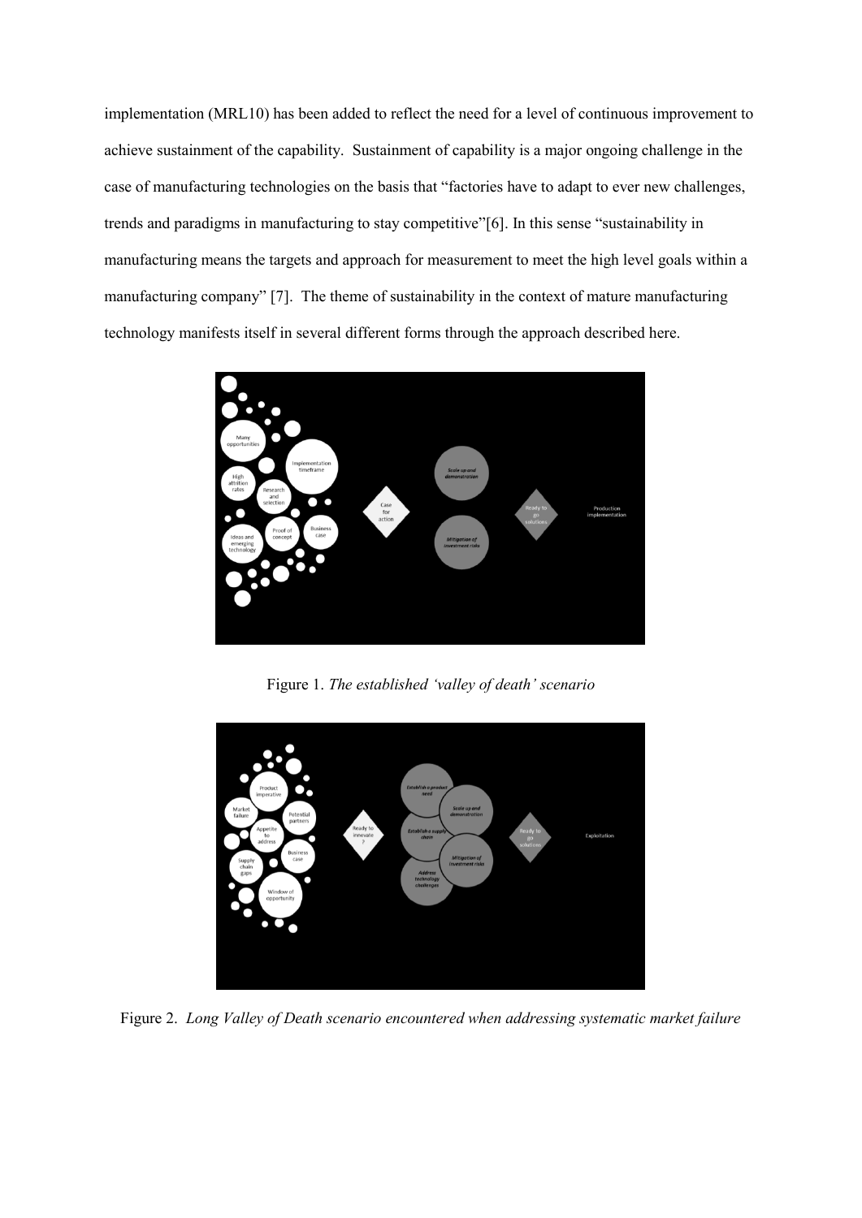implementation (MRL10) has been added to reflect the need for a level of continuous improvement to achieve sustainment of the capability. Sustainment of capability is a major ongoing challenge in the case of manufacturing technologies on the basis that "factories have to adapt to ever new challenges, trends and paradigms in manufacturing to stay competitive"[6]. In this sense "sustainability in manufacturing means the targets and approach for measurement to meet the high level goals within a manufacturing company" [7]. The theme of sustainability in the context of mature manufacturing technology manifests itself in several different forms through the approach described here.

Figure 1. *The established 'valley of death' scenario*

Figure 2. *Long Valley of Death scenario encountered when addressing systematic market failure*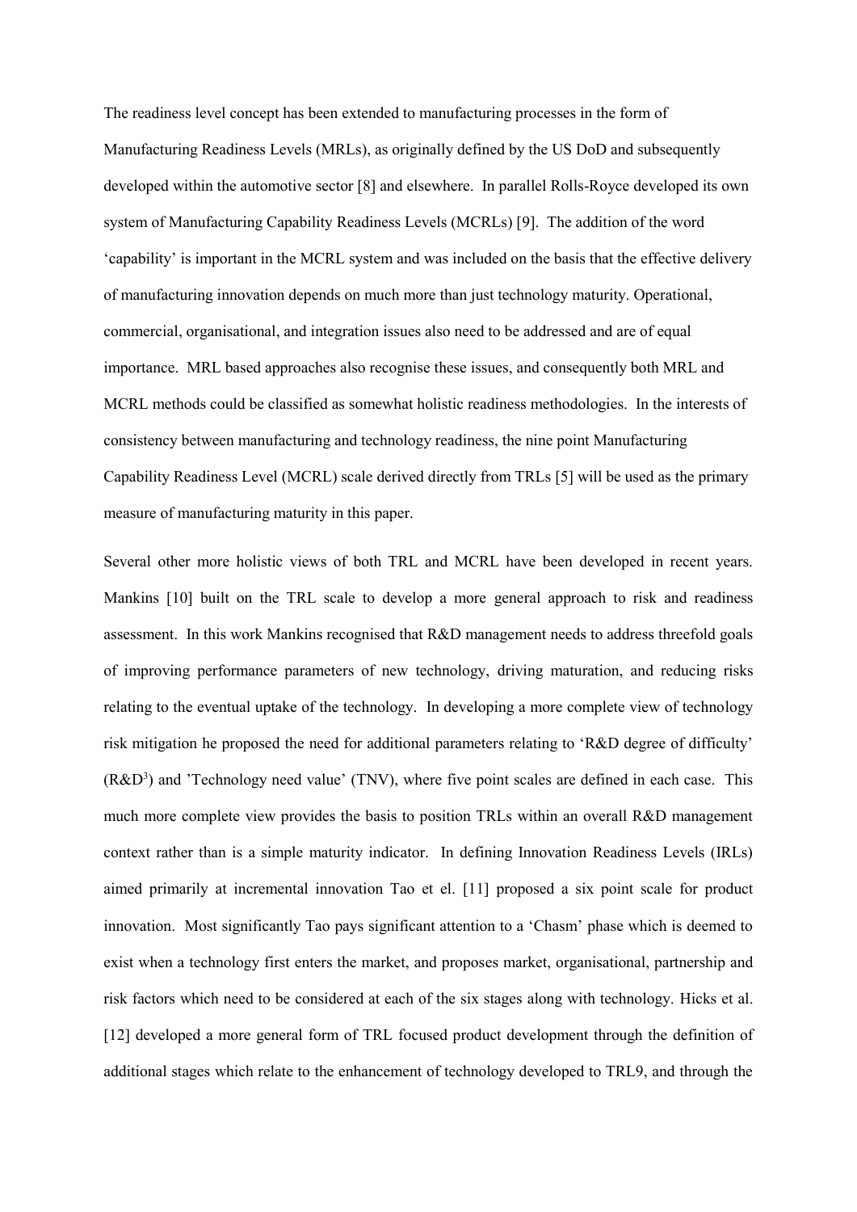The readiness level concept has been extended to manufacturing processes in the form of Manufacturing Readiness Levels (MRLs), as originally defined by the US DoD and subsequently developed within the automotive sector [8] and elsewhere. In parallel Rolls-Royce developed its own system of Manufacturing Capability Readiness Levels (MCRLs) [9]. The addition of the word 'capability' is important in the MCRL system and was included on the basis that the effective delivery of manufacturing innovation depends on much more than just technology maturity. Operational, commercial, organisational, and integration issues also need to be addressed and are of equal importance. MRL based approaches also recognise these issues, and consequently both MRL and MCRL methods could be classified as somewhat holistic readiness methodologies. In the interests of consistency between manufacturing and technology readiness, the nine point Manufacturing Capability Readiness Level (MCRL) scale derived directly from TRLs [5] will be used as the primary measure of manufacturing maturity in this paper.

Several other more holistic views of both TRL and MCRL have been developed in recent years. Mankins [10] built on the TRL scale to develop a more general approach to risk and readiness assessment. In this work Mankins recognised that R&D management needs to address threefold goals of improving performance parameters of new technology, driving maturation, and reducing risks relating to the eventual uptake of the technology. In developing a more complete view of technology risk mitigation he proposed the need for additional parameters relating to 'R&D degree of difficulty' ($R\&D^3$) and 'Technology need value' (TNV), where five point scales are defined in each case. This much more complete view provides the basis to position TRLs within an overall R&D management context rather than is a simple maturity indicator. In defining Innovation Readiness Levels (IRLs) aimed primarily at incremental innovation Tao et el. [11] proposed a six point scale for product innovation. Most significantly Tao pays significant attention to a 'Chasm' phase which is deemed to exist when a technology first enters the market, and proposes market, organisational, partnership and risk factors which need to be considered at each of the six stages along with technology. Hicks et al. [12] developed a more general form of TRL focused product development through the definition of additional stages which relate to the enhancement of technology developed to TRL9, and through the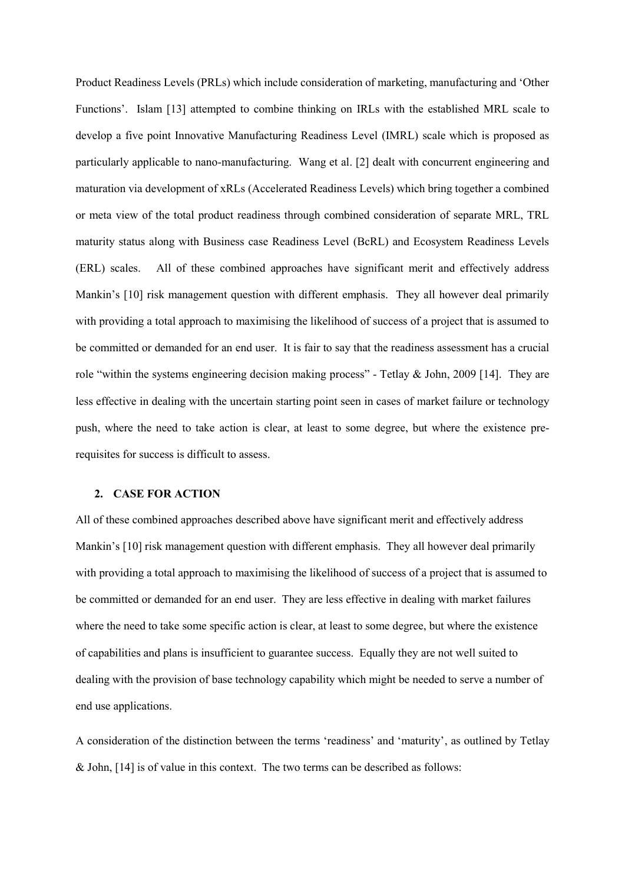Product Readiness Levels (PRLs) which include consideration of marketing, manufacturing and 'Other Functions'. Islam [13] attempted to combine thinking on IRLs with the established MRL scale to develop a five point Innovative Manufacturing Readiness Level (IMRL) scale which is proposed as particularly applicable to nano-manufacturing. Wang et al. [2] dealt with concurrent engineering and maturation via development of xRLs (Accelerated Readiness Levels) which bring together a combined or meta view of the total product readiness through combined consideration of separate MRL, TRL maturity status along with Business case Readiness Level (BcRL) and Ecosystem Readiness Levels (ERL) scales. All of these combined approaches have significant merit and effectively address Mankin's [10] risk management question with different emphasis. They all however deal primarily with providing a total approach to maximising the likelihood of success of a project that is assumed to be committed or demanded for an end user. It is fair to say that the readiness assessment has a crucial role "within the systems engineering decision making process" - Tetlay & John, 2009 [14]. They are less effective in dealing with the uncertain starting point seen in cases of market failure or technology push, where the need to take action is clear, at least to some degree, but where the existence pre-requisites for success is difficult to assess.

## 2. CASE FOR ACTION

All of these combined approaches described above have significant merit and effectively address Mankin's [10] risk management question with different emphasis. They all however deal primarily with providing a total approach to maximising the likelihood of success of a project that is assumed to be committed or demanded for an end user. They are less effective in dealing with market failures where the need to take some specific action is clear, at least to some degree, but where the existence of capabilities and plans is insufficient to guarantee success. Equally they are not well suited to dealing with the provision of base technology capability which might be needed to serve a number of end use applications.

A consideration of the distinction between the terms 'readiness' and 'maturity', as outlined by Tetlay & John, [14] is of value in this context. The two terms can be described as follows: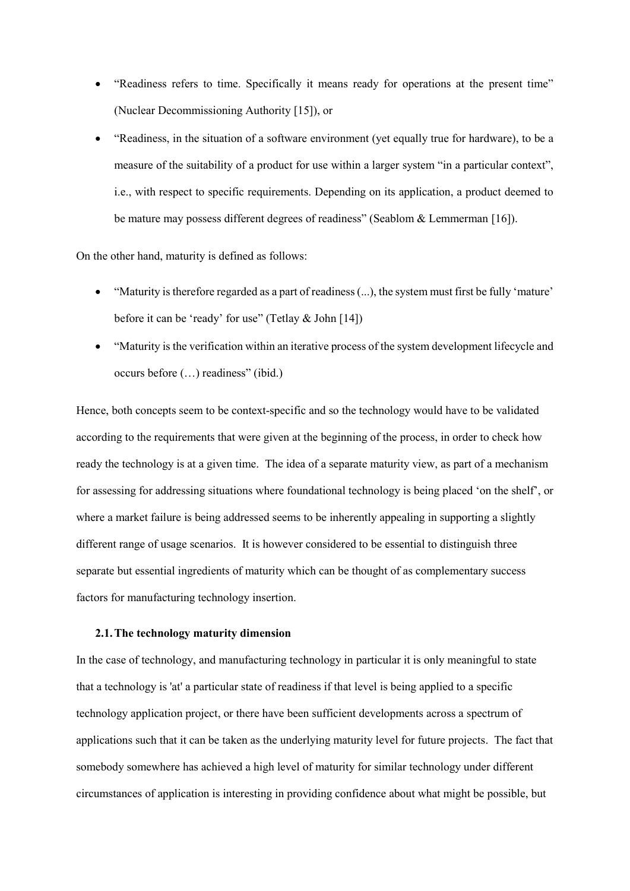- "Readiness refers to time. Specifically it means ready for operations at the present time" (Nuclear Decommissioning Authority [15]), or
- "Readiness, in the situation of a software environment (yet equally true for hardware), to be a measure of the suitability of a product for use within a larger system "in a particular context", i.e., with respect to specific requirements. Depending on its application, a product deemed to be mature may possess different degrees of readiness" (Seablom & Lemmerman [16]).

On the other hand, maturity is defined as follows:

- "Maturity is therefore regarded as a part of readiness (...), the system must first be fully 'mature' before it can be 'ready' for use" (Tetlay & John [14])
- "Maturity is the verification within an iterative process of the system development lifecycle and occurs before (…) readiness" (ibid.)

Hence, both concepts seem to be context-specific and so the technology would have to be validated according to the requirements that were given at the beginning of the process, in order to check how ready the technology is at a given time. The idea of a separate maturity view, as part of a mechanism for assessing for addressing situations where foundational technology is being placed 'on the shelf', or where a market failure is being addressed seems to be inherently appealing in supporting a slightly different range of usage scenarios. It is however considered to be essential to distinguish three separate but essential ingredients of maturity which can be thought of as complementary success factors for manufacturing technology insertion.

### 2.1. The technology maturity dimension

In the case of technology, and manufacturing technology in particular it is only meaningful to state that a technology is 'at' a particular state of readiness if that level is being applied to a specific technology application project, or there have been sufficient developments across a spectrum of applications such that it can be taken as the underlying maturity level for future projects. The fact that somebody somewhere has achieved a high level of maturity for similar technology under different circumstances of application is interesting in providing confidence about what might be possible, but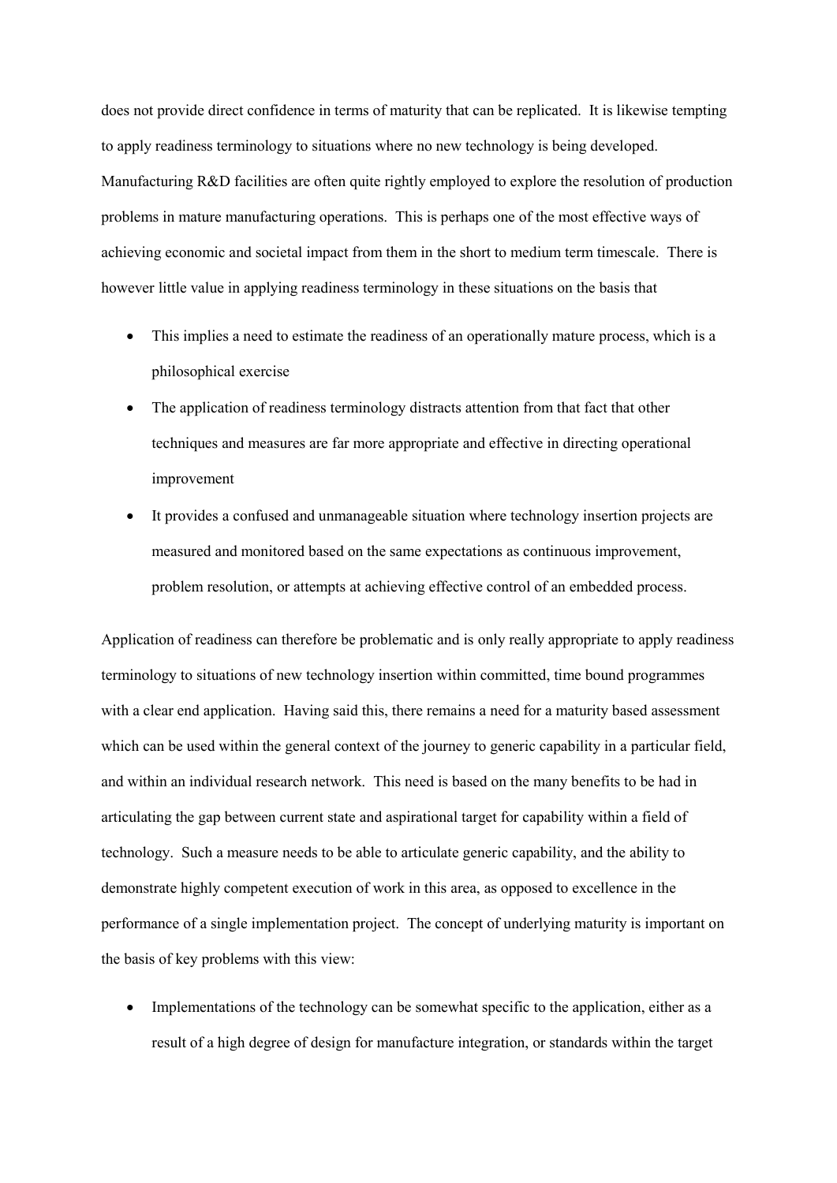does not provide direct confidence in terms of maturity that can be replicated. It is likewise tempting to apply readiness terminology to situations where no new technology is being developed. Manufacturing R&D facilities are often quite rightly employed to explore the resolution of production problems in mature manufacturing operations. This is perhaps one of the most effective ways of achieving economic and societal impact from them in the short to medium term timescale. There is however little value in applying readiness terminology in these situations on the basis that

- This implies a need to estimate the readiness of an operationally mature process, which is a philosophical exercise
- The application of readiness terminology distracts attention from that fact that other techniques and measures are far more appropriate and effective in directing operational improvement
- It provides a confused and unmanageable situation where technology insertion projects are measured and monitored based on the same expectations as continuous improvement, problem resolution, or attempts at achieving effective control of an embedded process.

Application of readiness can therefore be problematic and is only really appropriate to apply readiness terminology to situations of new technology insertion within committed, time bound programmes with a clear end application. Having said this, there remains a need for a maturity based assessment which can be used within the general context of the journey to generic capability in a particular field, and within an individual research network. This need is based on the many benefits to be had in articulating the gap between current state and aspirational target for capability within a field of technology. Such a measure needs to be able to articulate generic capability, and the ability to demonstrate highly competent execution of work in this area, as opposed to excellence in the performance of a single implementation project. The concept of underlying maturity is important on the basis of key problems with this view:

- Implementations of the technology can be somewhat specific to the application, either as a result of a high degree of design for manufacture integration, or standards within the target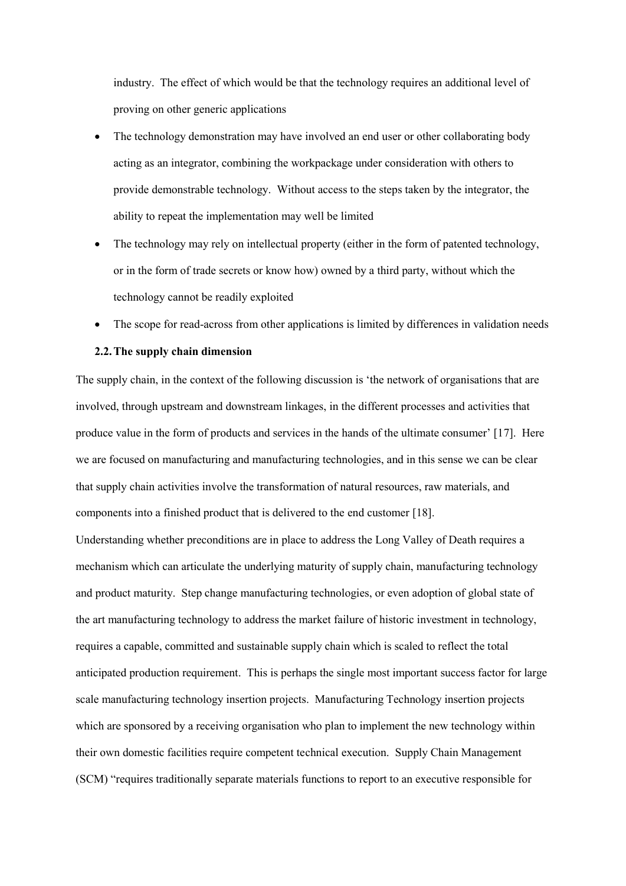industry. The effect of which would be that the technology requires an additional level of proving on other generic applications

- The technology demonstration may have involved an end user or other collaborating body acting as an integrator, combining the workpackage under consideration with others to provide demonstrable technology. Without access to the steps taken by the integrator, the ability to repeat the implementation may well be limited
- The technology may rely on intellectual property (either in the form of patented technology, or in the form of trade secrets or know how) owned by a third party, without which the technology cannot be readily exploited
- The scope for read-across from other applications is limited by differences in validation needs

### 2.2. The supply chain dimension

The supply chain, in the context of the following discussion is 'the network of organisations that are involved, through upstream and downstream linkages, in the different processes and activities that produce value in the form of products and services in the hands of the ultimate consumer' [17]. Here we are focused on manufacturing and manufacturing technologies, and in this sense we can be clear that supply chain activities involve the transformation of natural resources, raw materials, and components into a finished product that is delivered to the end customer [18].

Understanding whether preconditions are in place to address the Long Valley of Death requires a mechanism which can articulate the underlying maturity of supply chain, manufacturing technology and product maturity. Step change manufacturing technologies, or even adoption of global state of the art manufacturing technology to address the market failure of historic investment in technology, requires a capable, committed and sustainable supply chain which is scaled to reflect the total anticipated production requirement. This is perhaps the single most important success factor for large scale manufacturing technology insertion projects. Manufacturing Technology insertion projects which are sponsored by a receiving organisation who plan to implement the new technology within their own domestic facilities require competent technical execution. Supply Chain Management (SCM) "requires traditionally separate materials functions to report to an executive responsible for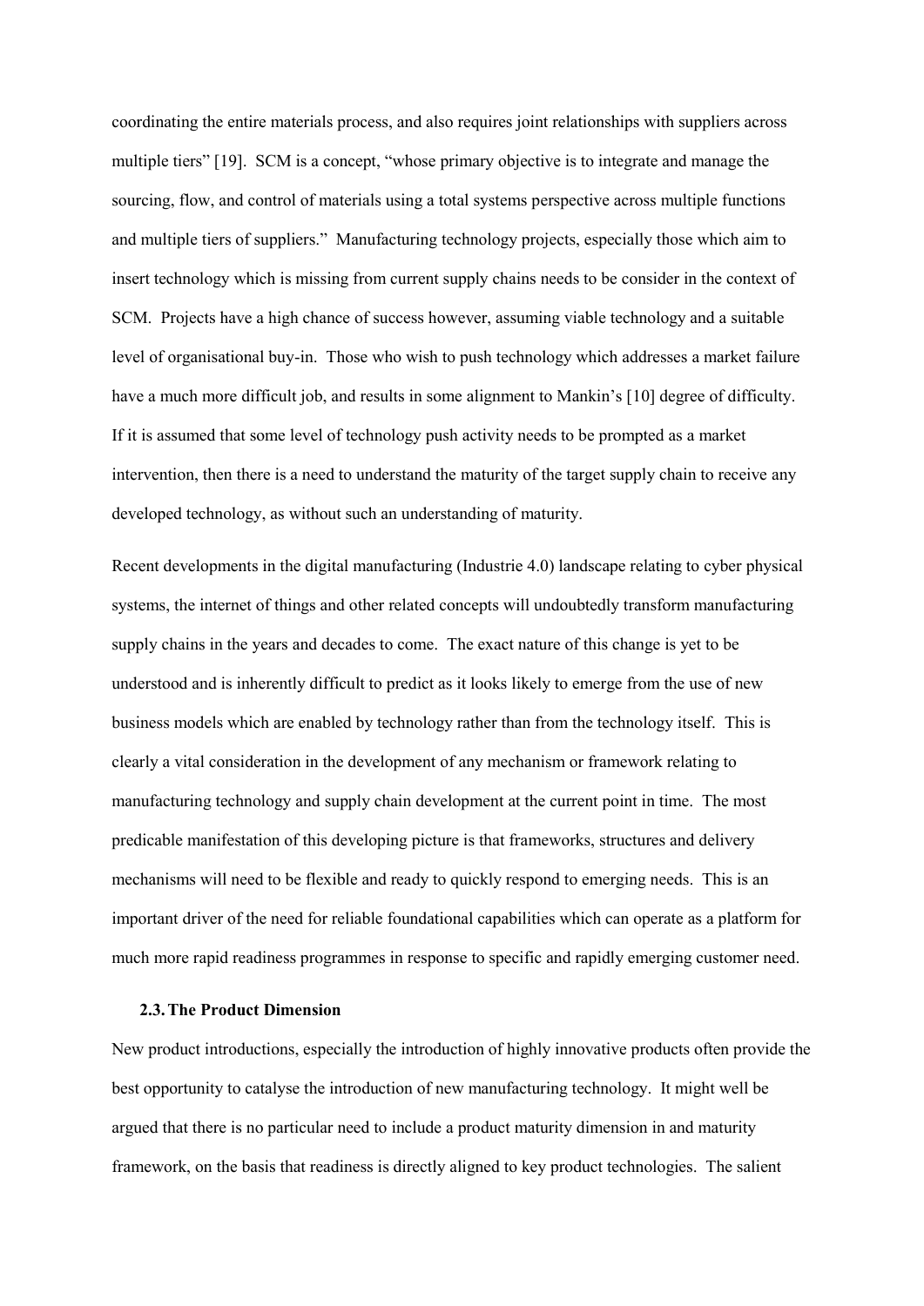coordinating the entire materials process, and also requires joint relationships with suppliers across multiple tiers" [19]. SCM is a concept, "whose primary objective is to integrate and manage the sourcing, flow, and control of materials using a total systems perspective across multiple functions and multiple tiers of suppliers." Manufacturing technology projects, especially those which aim to insert technology which is missing from current supply chains needs to be consider in the context of SCM. Projects have a high chance of success however, assuming viable technology and a suitable level of organisational buy-in. Those who wish to push technology which addresses a market failure have a much more difficult job, and results in some alignment to Mankin's [10] degree of difficulty. If it is assumed that some level of technology push activity needs to be prompted as a market intervention, then there is a need to understand the maturity of the target supply chain to receive any developed technology, as without such an understanding of maturity.

Recent developments in the digital manufacturing (Industrie 4.0) landscape relating to cyber physical systems, the internet of things and other related concepts will undoubtedly transform manufacturing supply chains in the years and decades to come. The exact nature of this change is yet to be understood and is inherently difficult to predict as it looks likely to emerge from the use of new business models which are enabled by technology rather than from the technology itself. This is clearly a vital consideration in the development of any mechanism or framework relating to manufacturing technology and supply chain development at the current point in time. The most predicable manifestation of this developing picture is that frameworks, structures and delivery mechanisms will need to be flexible and ready to quickly respond to emerging needs. This is an important driver of the need for reliable foundational capabilities which can operate as a platform for much more rapid readiness programmes in response to specific and rapidly emerging customer need.

### 2.3. The Product Dimension

New product introductions, especially the introduction of highly innovative products often provide the best opportunity to catalyse the introduction of new manufacturing technology. It might well be argued that there is no particular need to include a product maturity dimension in and maturity framework, on the basis that readiness is directly aligned to key product technologies. The salient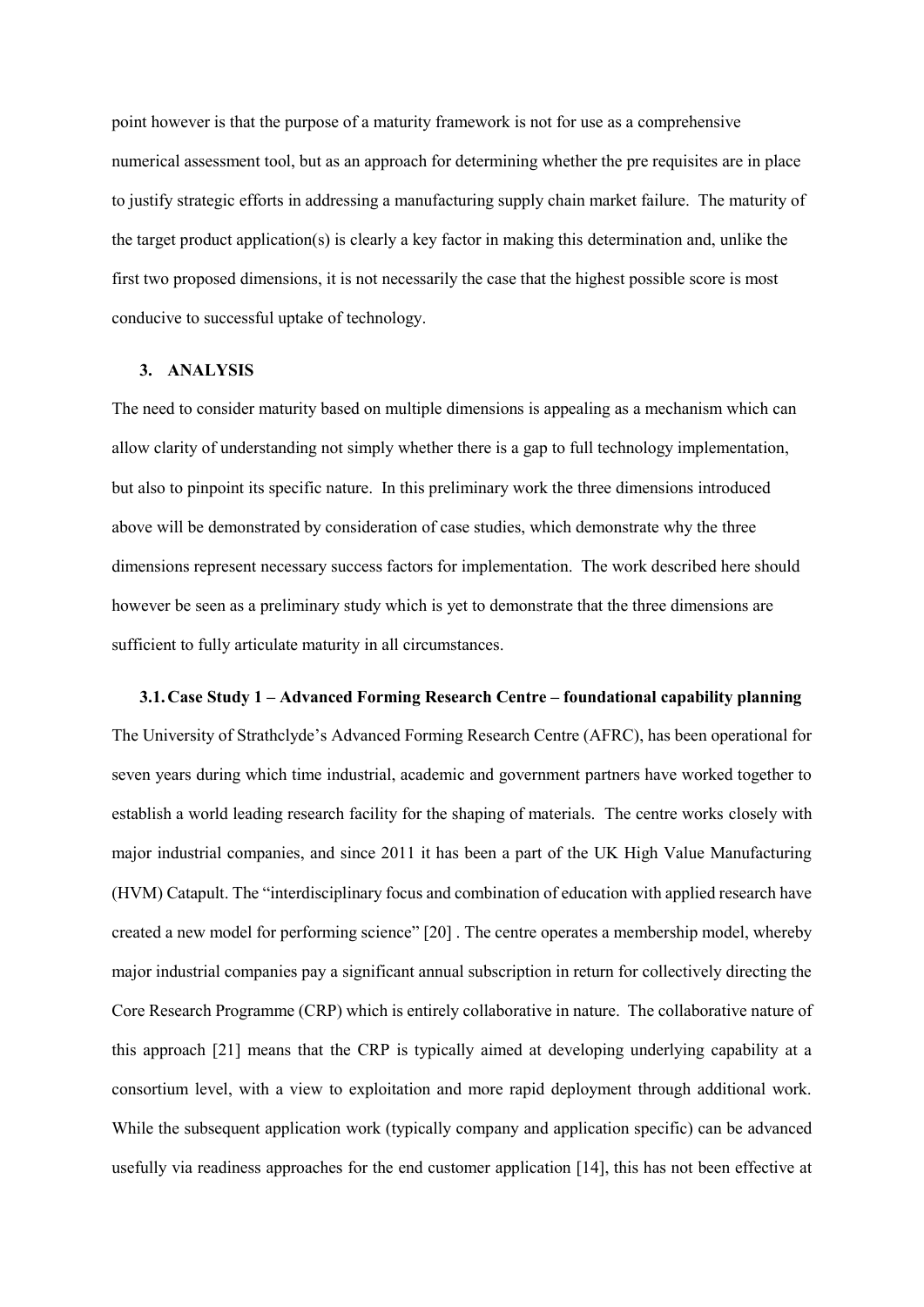point however is that the purpose of a maturity framework is not for use as a comprehensive numerical assessment tool, but as an approach for determining whether the pre requisites are in place to justify strategic efforts in addressing a manufacturing supply chain market failure. The maturity of the target product application(s) is clearly a key factor in making this determination and, unlike the first two proposed dimensions, it is not necessarily the case that the highest possible score is most conducive to successful uptake of technology.

## 3. ANALYSIS

The need to consider maturity based on multiple dimensions is appealing as a mechanism which can allow clarity of understanding not simply whether there is a gap to full technology implementation, but also to pinpoint its specific nature. In this preliminary work the three dimensions introduced above will be demonstrated by consideration of case studies, which demonstrate why the three dimensions represent necessary success factors for implementation. The work described here should however be seen as a preliminary study which is yet to demonstrate that the three dimensions are sufficient to fully articulate maturity in all circumstances.

### 3.1. Case Study 1 – Advanced Forming Research Centre – foundational capability planning

The University of Strathclyde's Advanced Forming Research Centre (AFRC), has been operational for seven years during which time industrial, academic and government partners have worked together to establish a world leading research facility for the shaping of materials. The centre works closely with major industrial companies, and since 2011 it has been a part of the UK High Value Manufacturing (HVM) Catapult. The "interdisciplinary focus and combination of education with applied research have created a new model for performing science" [20] . The centre operates a membership model, whereby major industrial companies pay a significant annual subscription in return for collectively directing the Core Research Programme (CRP) which is entirely collaborative in nature. The collaborative nature of this approach [21] means that the CRP is typically aimed at developing underlying capability at a consortium level, with a view to exploitation and more rapid deployment through additional work. While the subsequent application work (typically company and application specific) can be advanced usefully via readiness approaches for the end customer application [14], this has not been effective at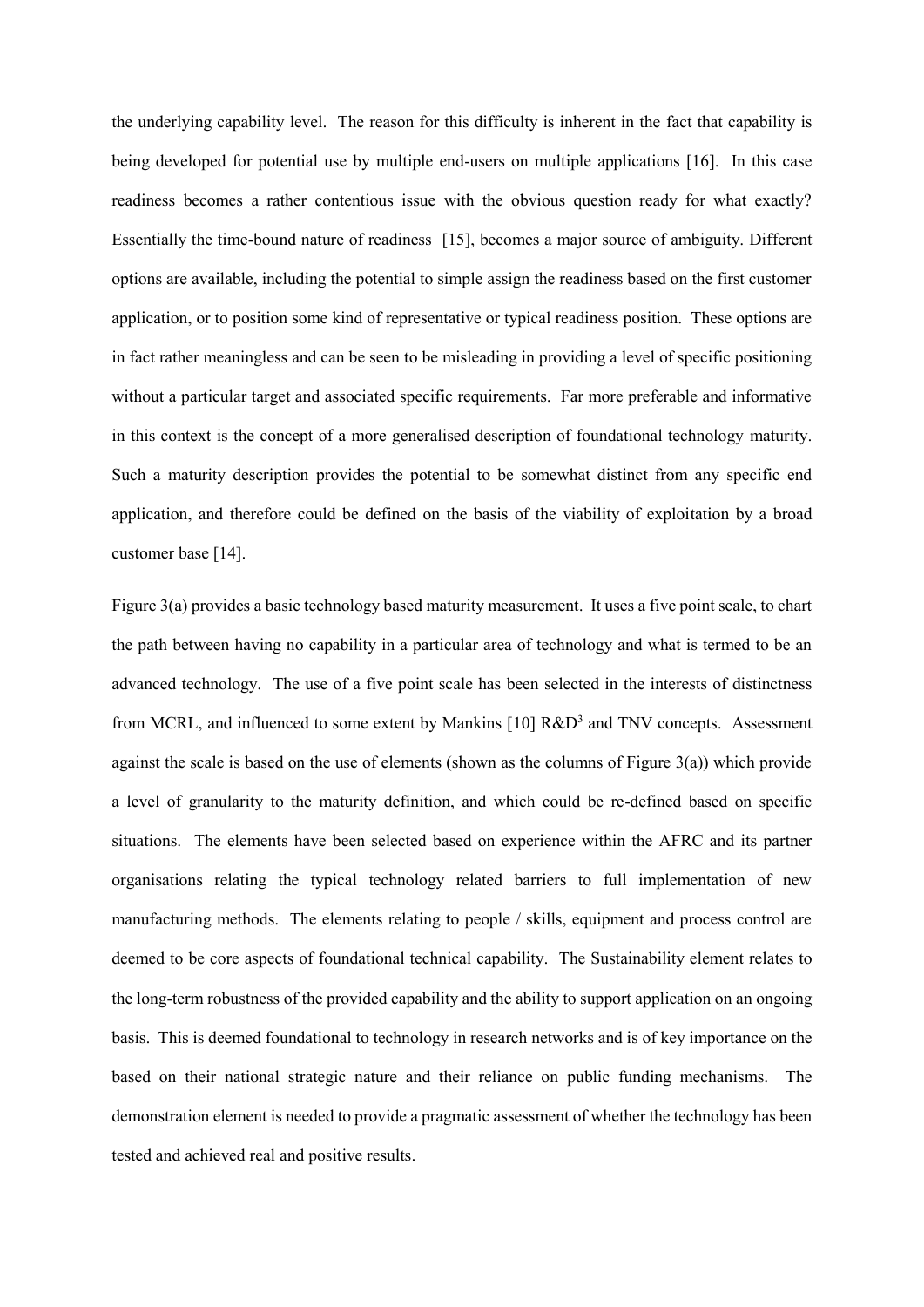the underlying capability level. The reason for this difficulty is inherent in the fact that capability is being developed for potential use by multiple end-users on multiple applications [16]. In this case readiness becomes a rather contentious issue with the obvious question ready for what exactly? Essentially the time-bound nature of readiness [15], becomes a major source of ambiguity. Different options are available, including the potential to simple assign the readiness based on the first customer application, or to position some kind of representative or typical readiness position. These options are in fact rather meaningless and can be seen to be misleading in providing a level of specific positioning without a particular target and associated specific requirements. Far more preferable and informative in this context is the concept of a more generalised description of foundational technology maturity. Such a maturity description provides the potential to be somewhat distinct from any specific end application, and therefore could be defined on the basis of the viability of exploitation by a broad customer base [14].

Figure 3(a) provides a basic technology based maturity measurement. It uses a five point scale, to chart the path between having no capability in a particular area of technology and what is termed to be an advanced technology. The use of a five point scale has been selected in the interests of distinctness from MCRL, and influenced to some extent by Mankins [10] R&D[3] and TNV concepts. Assessment against the scale is based on the use of elements (shown as the columns of Figure 3(a)) which provide a level of granularity to the maturity definition, and which could be re-defined based on specific situations. The elements have been selected based on experience within the AFRC and its partner organisations relating the typical technology related barriers to full implementation of new manufacturing methods. The elements relating to people / skills, equipment and process control are deemed to be core aspects of foundational technical capability. The Sustainability element relates to the long-term robustness of the provided capability and the ability to support application on an ongoing basis. This is deemed foundational to technology in research networks and is of key importance on the based on their national strategic nature and their reliance on public funding mechanisms. The demonstration element is needed to provide a pragmatic assessment of whether the technology has been tested and achieved real and positive results.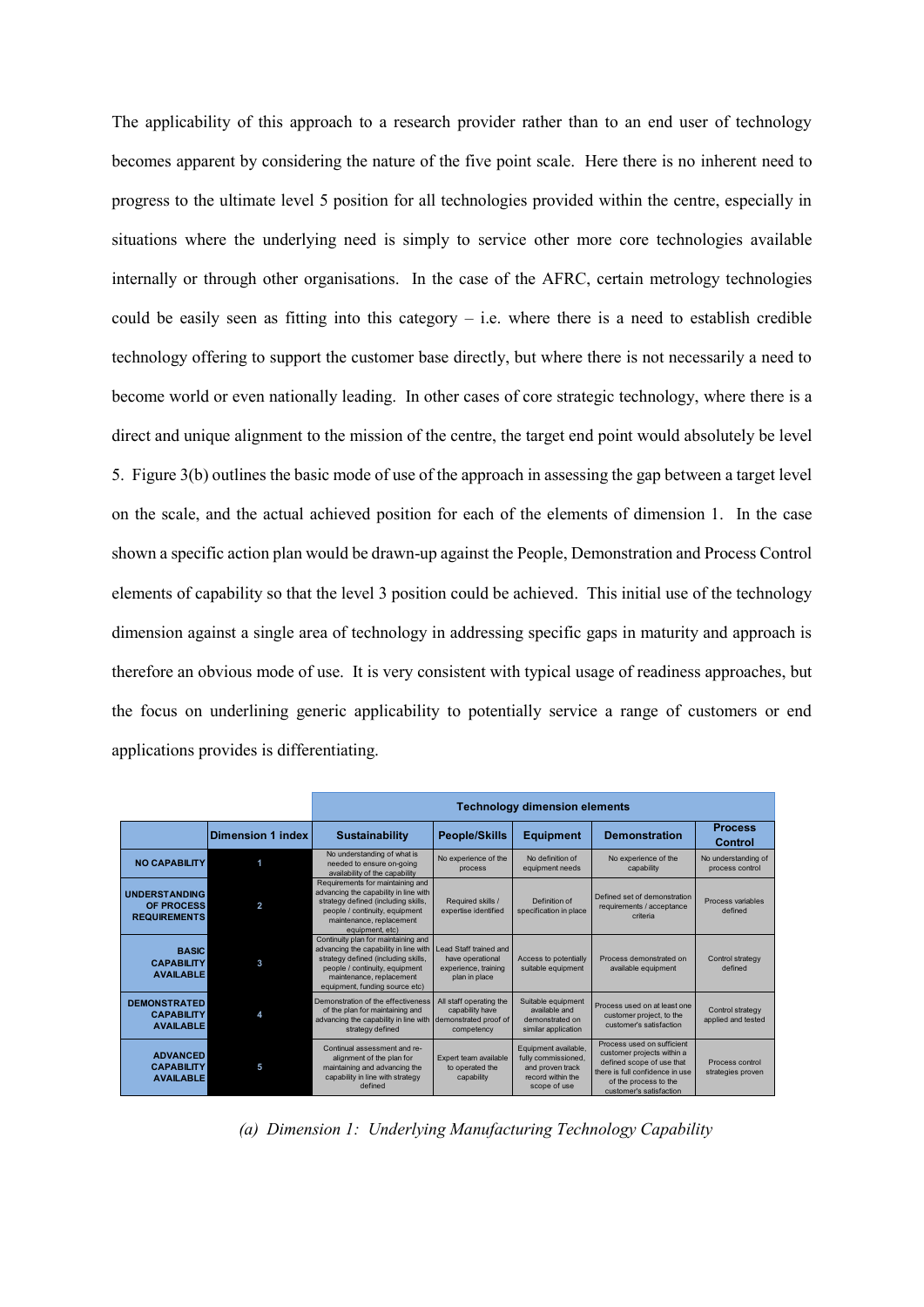The applicability of this approach to a research provider rather than to an end user of technology becomes apparent by considering the nature of the five point scale. Here there is no inherent need to progress to the ultimate level 5 position for all technologies provided within the centre, especially in situations where the underlying need is simply to service other more core technologies available internally or through other organisations. In the case of the AFRC, certain metrology technologies could be easily seen as fitting into this category – i.e. where there is a need to establish credible technology offering to support the customer base directly, but where there is not necessarily a need to become world or even nationally leading. In other cases of core strategic technology, where there is a direct and unique alignment to the mission of the centre, the target end point would absolutely be level 5. Figure 3(b) outlines the basic mode of use of the approach in assessing the gap between a target level on the scale, and the actual achieved position for each of the elements of dimension 1. In the case shown a specific action plan would be drawn-up against the People, Demonstration and Process Control elements of capability so that the level 3 position could be achieved. This initial use of the technology dimension against a single area of technology in addressing specific gaps in maturity and approach is therefore an obvious mode of use. It is very consistent with typical usage of readiness approaches, but the focus on underlining generic applicability to potentially service a range of customers or end applications provides is differentiating.

| | | Technology dimension elements | | | | |
|---|---|---|---|---|---|---|
| | **Dimension 1 index** | **Sustainability** | **People/Skills** | **Equipment** | **Demonstration** | **Process Control** |
| **NO CAPABILITY** | 1 | No understanding of what is needed to ensure on-going availability of the capability | No experience of the process | No definition of equipment needs | No experience of the capability | No understanding of process control |
| **UNDERSTANDING OF PROCESS REQUIREMENTS** | 2 | Requirements for maintaining and advancing the capability in line with strategy defined (including skills, people / continuity, equipment maintenance, replacement equipment, etc) | Required skills / expertise identified | Definition of specification in place | Defined set of demonstration requirements / acceptance criteria | Process variables defined |
| **BASIC CAPABILITY AVAILABLE** | 3 | Continuity plan for maintaining and advancing the capability in line with strategy defined (including skills, people / continuity, equipment maintenance, replacement equipment, funding source etc) | Lead Staff trained and have operational experience, training plan in place | Access to potentially suitable equipment | Process demonstrated on available equipment | Control strategy defined |
| **DEMONSTRATED CAPABILITY AVAILABLE** | 4 | Demonstration of the effectiveness of the plan for maintaining and advancing the capability in line with strategy defined | All staff operating the capability have demonstrated proof of competency | Suitable equipment available and demonstrated on similar application | Process used on at least one customer project, to the customer's satisfaction | Control strategy applied and tested |
| **ADVANCED CAPABILITY AVAILABLE** | 5 | Continual assessment and re-alignment of the plan for maintaining and advancing the capability in line with strategy defined | Expert team available to operated the capability | Equipment available, fully commissioned, and proven track record within the scope of use | Process used on sufficient customer projects within a defined scope of use that there is full confidence in use of the process to the customer's satisfaction | Process control strategies proven |

*(a) Dimension 1: Underlying Manufacturing Technology Capability*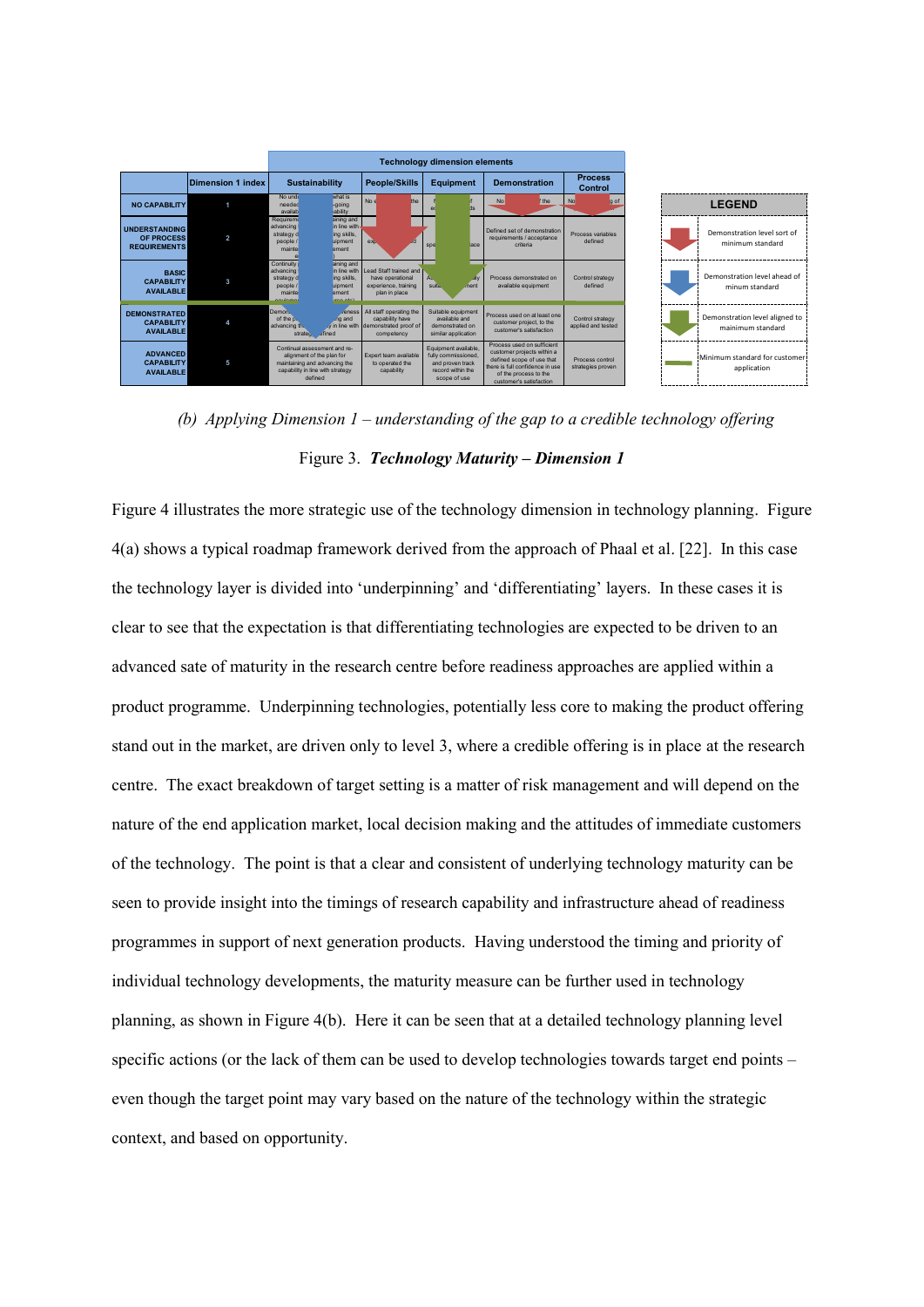| | Dimension 1 index | Technology dimension elements | | | | |
|---|---|---|---|---|---|---|
| | | Sustainability | People/Skills | Equipment | Demonstration | Process Control |
| NO CAPABILITY | 1 | No und... what is needed... -going availab... ability | No ... the | ... f ... ds | No ... f the | No ... g of |
| UNDERSTANDING OF PROCESS REQUIREMENTS | 2 | Requireme... aining and advancing ... in line with strategy d... ing skills, people /... uipment mainte... ement | ex... d | spe... lace | Defined set of demonstration requirements / acceptance criteria | Process variables defined |
| BASIC CAPABILITY AVAILABLE | 3 | Continuity ... aining and advancing ... in line with strategy d... ing skills, people /... uipment mainte... ement | Lead Staff trained and have operational experience, training plan in place | A... y suita... ment | Process demonstrated on available equipment | Control strategy defined |
| DEMONSTRATED CAPABILITY AVAILABLE | 4 | Demon... reness of the p... ng and advancing t... in line with strateg... fined | All staff operating the capability have demonstrated proof of competency | Suitable equipment available and demonstrated on similar application | Process used on at least one customer project, to the customer's satisfaction | Control strategy applied and tested |
| ADVANCED CAPABILITY AVAILABLE | 5 | Continual assessment and re-alignment of the plan for maintaining and advancing the capability in line with strategy defined | Expert team available to operated the capability | Equipment available, fully commissioned, and proven track record within the scope of use | Process used on sufficient customer projects within a defined scope of use that there is full confidence in use of the process to the customer's satisfaction | Process control strategies proven |

| LEGEND | |
|---|---|
| Red arrow | Demonstration level sort of minimum standard |
| Blue arrow | Demonstration level ahead of minum standard |
| Green arrow | Demonstration level aligned to maiminum standard |
| Green line | Minimum standard for customer application |

*(b) Applying Dimension 1 – understanding of the gap to a credible technology offering*

Figure 3. ***Technology Maturity – Dimension 1***

Figure 4 illustrates the more strategic use of the technology dimension in technology planning. Figure 4(a) shows a typical roadmap framework derived from the approach of Phaal et al. [22]. In this case the technology layer is divided into 'underpinning' and 'differentiating' layers. In these cases it is clear to see that the expectation is that differentiating technologies are expected to be driven to an advanced sate of maturity in the research centre before readiness approaches are applied within a product programme. Underpinning technologies, potentially less core to making the product offering stand out in the market, are driven only to level 3, where a credible offering is in place at the research centre. The exact breakdown of target setting is a matter of risk management and will depend on the nature of the end application market, local decision making and the attitudes of immediate customers of the technology. The point is that a clear and consistent of underlying technology maturity can be seen to provide insight into the timings of research capability and infrastructure ahead of readiness programmes in support of next generation products. Having understood the timing and priority of individual technology developments, the maturity measure can be further used in technology planning, as shown in Figure 4(b). Here it can be seen that at a detailed technology planning level specific actions (or the lack of them can be used to develop technologies towards target end points – even though the target point may vary based on the nature of the technology within the strategic context, and based on opportunity.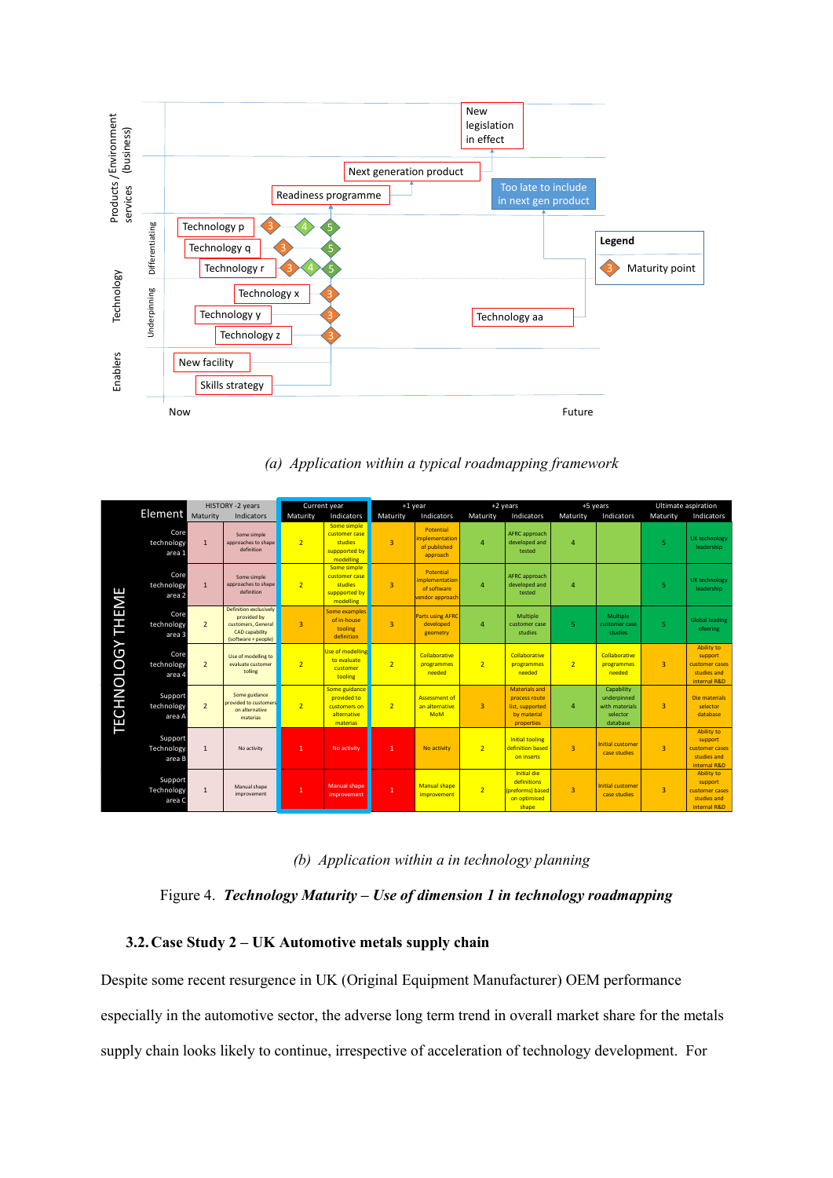*(a) Application within a typical roadmapping framework*

| Element | HISTORY -2 years Maturity | HISTORY -2 years Indicators | Current year Maturity | Current year Indicators | +1 year Maturity | +1 year Indicators | +2 years Maturity | +2 years Indicators | +5 years Maturity | +5 years Indicators | Ultimate aspiration Maturity | Ultimate aspiration Indicators |
|---|---|---|---|---|---|---|---|---|---|---|---|---|
| Core technology area 1 | 1 | Some simple approaches to shape definition | 2 | Some simple customer case studies supported by modelling | 3 | Potential implementation of published approach | 4 | AFRC approach developed and tested | 4 | | 5 | UK technology leadership |
| Core technology area 2 | 1 | Some simple approaches to shape definition | 2 | Some simple customer case studies supported by modelling | 3 | Potential implementation of software vendor approach | 4 | AFRC approach developed and tested | 4 | | 5 | UK technology leadership |
| Core technology area 3 | 2 | Definition exclusively provided by customers, General CAD capability (software + people) | 3 | Some examples of in-house tooling definition | 3 | Parts using AFRC developed geometry | 4 | Multiple customer case studies | 5 | Multiple customer case studies | 5 | Global leading offering |
| Core technology area 4 | 2 | Use of modelling to evaluate customer tolling | 2 | Use of modelling to evaluate customer tooling | 2 | Collaborative programmes needed | 2 | Collaborative programmes needed | 2 | Collaborative programmes needed | 3 | Ability to support customer cases studies and internal R&D |
| Support technology area A | 2 | Some guidance provided to customers on alternative materials | 2 | Some guidance provided to customers on alternative materias | 2 | Assessment of an alternative MoM | 3 | Materials and process route list, supported by material properties | 4 | Capability underpinned with materials selector database | 3 | Die materials selector database |
| Support Technology area B | 1 | No activity | 1 | No activity | 1 | No activity | 2 | Initial tooling definition based on inserts | 3 | Initial customer case studies | 3 | Ability to support customer cases studies and internal R&D |
| Support Technology area C | 1 | Manual shape improvement | 1 | Manual shape improvement | 1 | Manual shape improvement | 2 | Initial die definitions (preforms) based on optimised shape | 3 | Initial customer case studies | 3 | Ability to support customer cases studies and internal R&D |

*(b) Application within a in technology planning*

Figure 4. ***Technology Maturity – Use of dimension 1 in technology roadmapping***

### 3.2. Case Study 2 – UK Automotive metals supply chain

Despite some recent resurgence in UK (Original Equipment Manufacturer) OEM performance especially in the automotive sector, the adverse long term trend in overall market share for the metals supply chain looks likely to continue, irrespective of acceleration of technology development. For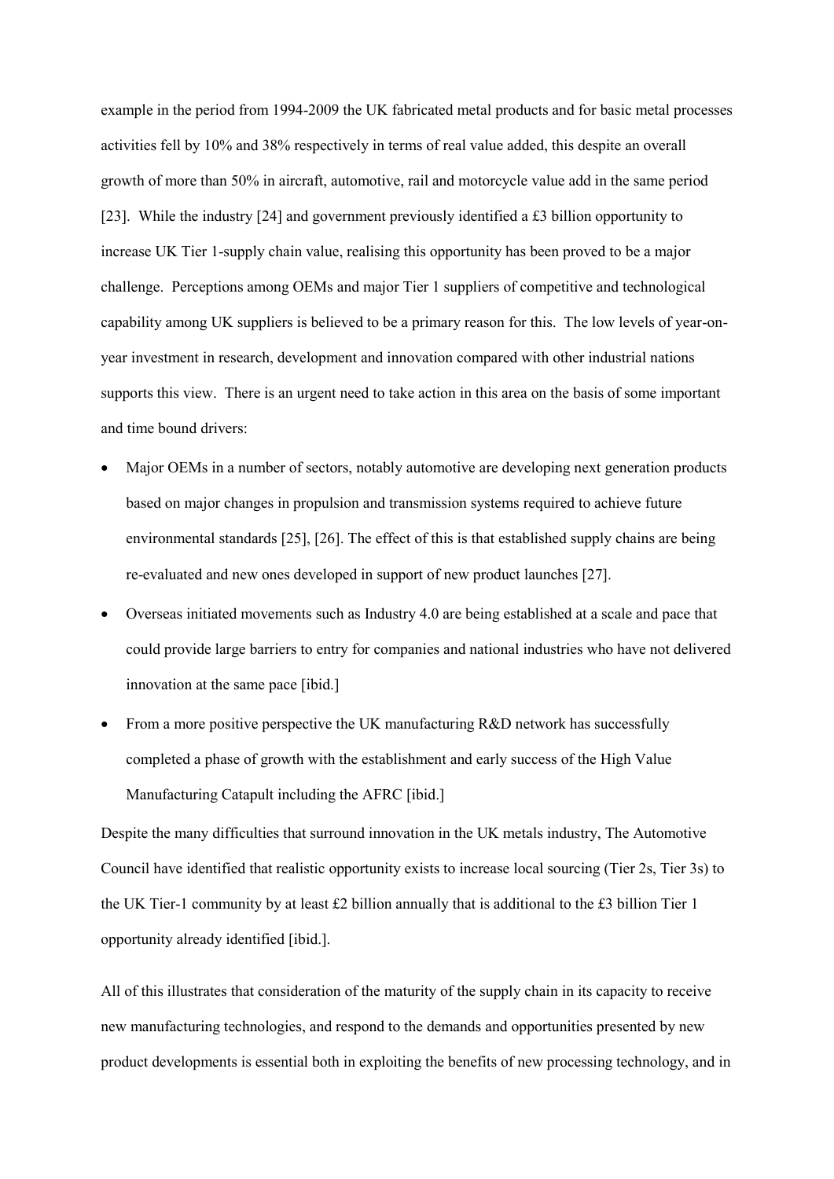example in the period from 1994-2009 the UK fabricated metal products and for basic metal processes activities fell by 10% and 38% respectively in terms of real value added, this despite an overall growth of more than 50% in aircraft, automotive, rail and motorcycle value add in the same period [23]. While the industry [24] and government previously identified a £3 billion opportunity to increase UK Tier 1-supply chain value, realising this opportunity has been proved to be a major challenge. Perceptions among OEMs and major Tier 1 suppliers of competitive and technological capability among UK suppliers is believed to be a primary reason for this. The low levels of year-on-year investment in research, development and innovation compared with other industrial nations supports this view. There is an urgent need to take action in this area on the basis of some important and time bound drivers:

- Major OEMs in a number of sectors, notably automotive are developing next generation products based on major changes in propulsion and transmission systems required to achieve future environmental standards [25], [26]. The effect of this is that established supply chains are being re-evaluated and new ones developed in support of new product launches [27].
- Overseas initiated movements such as Industry 4.0 are being established at a scale and pace that could provide large barriers to entry for companies and national industries who have not delivered innovation at the same pace [ibid.]
- From a more positive perspective the UK manufacturing R&D network has successfully completed a phase of growth with the establishment and early success of the High Value Manufacturing Catapult including the AFRC [ibid.]

Despite the many difficulties that surround innovation in the UK metals industry, The Automotive Council have identified that realistic opportunity exists to increase local sourcing (Tier 2s, Tier 3s) to the UK Tier-1 community by at least £2 billion annually that is additional to the £3 billion Tier 1 opportunity already identified [ibid.].

All of this illustrates that consideration of the maturity of the supply chain in its capacity to receive new manufacturing technologies, and respond to the demands and opportunities presented by new product developments is essential both in exploiting the benefits of new processing technology, and in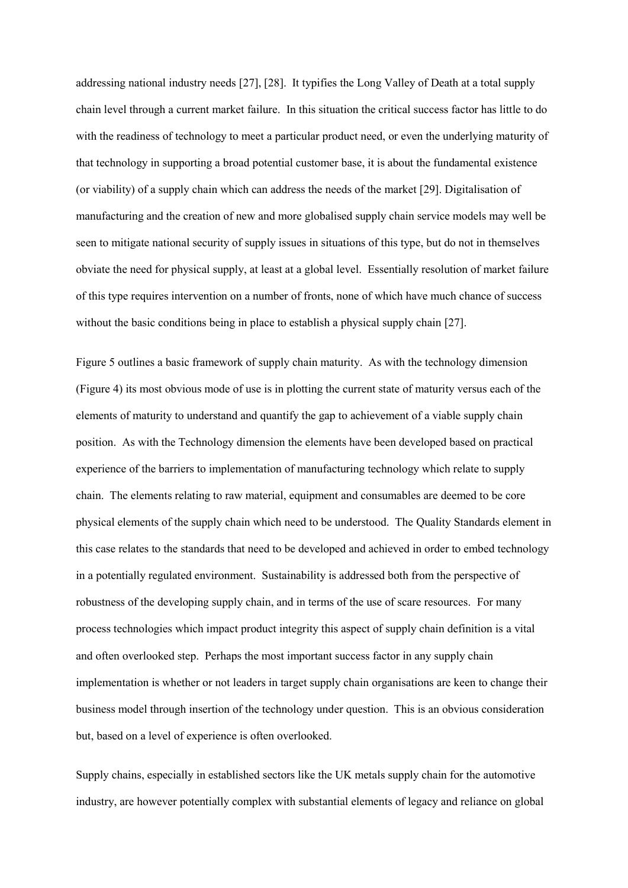addressing national industry needs [27], [28]. It typifies the Long Valley of Death at a total supply chain level through a current market failure. In this situation the critical success factor has little to do with the readiness of technology to meet a particular product need, or even the underlying maturity of that technology in supporting a broad potential customer base, it is about the fundamental existence (or viability) of a supply chain which can address the needs of the market [29]. Digitalisation of manufacturing and the creation of new and more globalised supply chain service models may well be seen to mitigate national security of supply issues in situations of this type, but do not in themselves obviate the need for physical supply, at least at a global level. Essentially resolution of market failure of this type requires intervention on a number of fronts, none of which have much chance of success without the basic conditions being in place to establish a physical supply chain [27].

Figure 5 outlines a basic framework of supply chain maturity. As with the technology dimension (Figure 4) its most obvious mode of use is in plotting the current state of maturity versus each of the elements of maturity to understand and quantify the gap to achievement of a viable supply chain position. As with the Technology dimension the elements have been developed based on practical experience of the barriers to implementation of manufacturing technology which relate to supply chain. The elements relating to raw material, equipment and consumables are deemed to be core physical elements of the supply chain which need to be understood. The Quality Standards element in this case relates to the standards that need to be developed and achieved in order to embed technology in a potentially regulated environment. Sustainability is addressed both from the perspective of robustness of the developing supply chain, and in terms of the use of scare resources. For many process technologies which impact product integrity this aspect of supply chain definition is a vital and often overlooked step. Perhaps the most important success factor in any supply chain implementation is whether or not leaders in target supply chain organisations are keen to change their business model through insertion of the technology under question. This is an obvious consideration but, based on a level of experience is often overlooked.

Supply chains, especially in established sectors like the UK metals supply chain for the automotive industry, are however potentially complex with substantial elements of legacy and reliance on global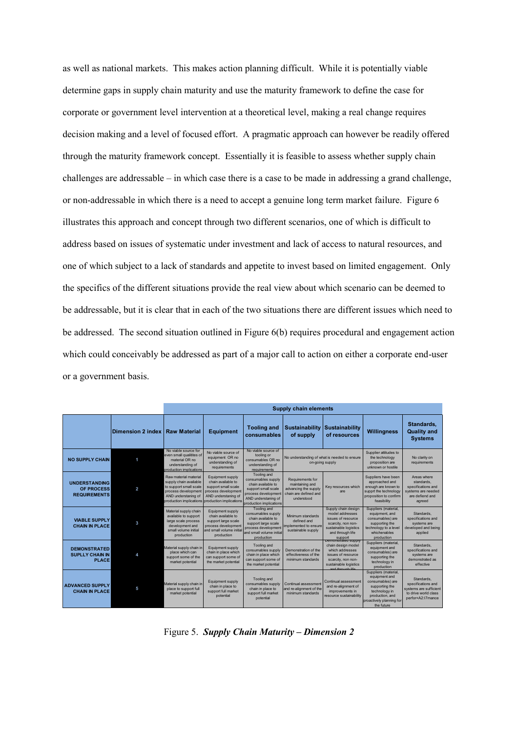as well as national markets. This makes action planning difficult. While it is potentially viable determine gaps in supply chain maturity and use the maturity framework to define the case for corporate or government level intervention at a theoretical level, making a real change requires decision making and a level of focused effort. A pragmatic approach can however be readily offered through the maturity framework concept. Essentially it is feasible to assess whether supply chain challenges are addressable – in which case there is a case to be made in addressing a grand challenge, or non-addressable in which there is a need to accept a genuine long term market failure. Figure 6 illustrates this approach and concept through two different scenarios, one of which is difficult to address based on issues of systematic under investment and lack of access to natural resources, and one of which subject to a lack of standards and appetite to invest based on limited engagement. Only the specifics of the different situations provide the real view about which scenario can be deemed to be addressable, but it is clear that in each of the two situations there are different issues which need to be addressed. The second situation outlined in Figure 6(b) requires procedural and engagement action which could conceivably be addressed as part of a major call to action on either a corporate end-user or a government basis.

| | | Supply chain elements | | | | | | |
|---|---|---|---|---|---|---|---|---|
| | Dimension 2 index | Raw Material | Equipment | Tooling and consumables | Sustainability of supply | Sustainability of resources | Willingness | Standards, Quality and Systems |
| NO SUPPLY CHAIN | 1 | No viable source for even small qualitites of material OR no understanding of production implications | No viable source of equipment OR no understanding of requirements | No viable source of tooling or consumables OR no understanding of requirements | No understanding of what is needed to ensure on-going supply | | Supplier attitudes to the technology proposition are unknown or hostile | No clarity on requirements |
| UNDERSTANDING OF PROCESS REQUIREMENTS | 2 | Raw material material supply chain available to support small scale process development AND understaning of production implications | Equipment supply chain available to support small scale process development AND understaning of production implications | Tooling and consumables supply chain available to support small scale process development AND understaning of production implications | Requirements for maintaining and advancing the supply chain are defined and understood | Key resources which are | Suppliers have been approached and enough are known to supprt the technology proposition to confirm feasibility | Areas where standards, specifications and systems are needed are defiend and agreed |
| VIABLE SUPPLY CHAIN IN PLACE | 3 | Material supply chain available to support large scale process development and small volume initial production | Equipment supply chain available to support large scale process development and small volume initial production | Tooling and consumables supply chain available to support large scale process development and small volume initial production | Minimum standards defined and implemented to ensure sustainable supply | Supply chain design model addresses issues of resource scarcity, non non-sustainable logistics and through life support | Suppliers (material, equipment, and consumables) are supporting the technology to a level whichenables production | Standards, specifications and systems are developed and being applied |
| DEMONSTRATED SUPPLY CHAIN IN PLACE | 4 | Material supply chain in place which can support some of the market potential | Equipment supply chain in place which can support some of the market potential | Tooling and consumables supply chain in place which can support some of the market potential | Demonstration of the effectiveness of the minimum standards | Demonstrated supply chain design model which addresses issues of resource scarcity, non non-sustainable logistics and through life | Suppliers (material, equipment and consumables) are supporting the technology in production | Standards, specifications and systems are demonstrated as effective |
| ADVANCED SUPPLY CHAIN IN PLACE | 5 | Material supply chain in place to support full market potential | Equipment supply chain in place to support full market potential | Tooling and consumables supply chain in place to support full market potential | Continual assessment and re-alignment of the minimum standards | Continual assessment and re-alignment of improvements in resource sustainability | Suppliers (material, equipment and consumables) are supporting the technology in production, and proactively planning for the future | Standards, specifications and systems are sufficient to drive world class perfor+A2:I7mance |

Figure 5. ***Supply Chain Maturity – Dimension 2***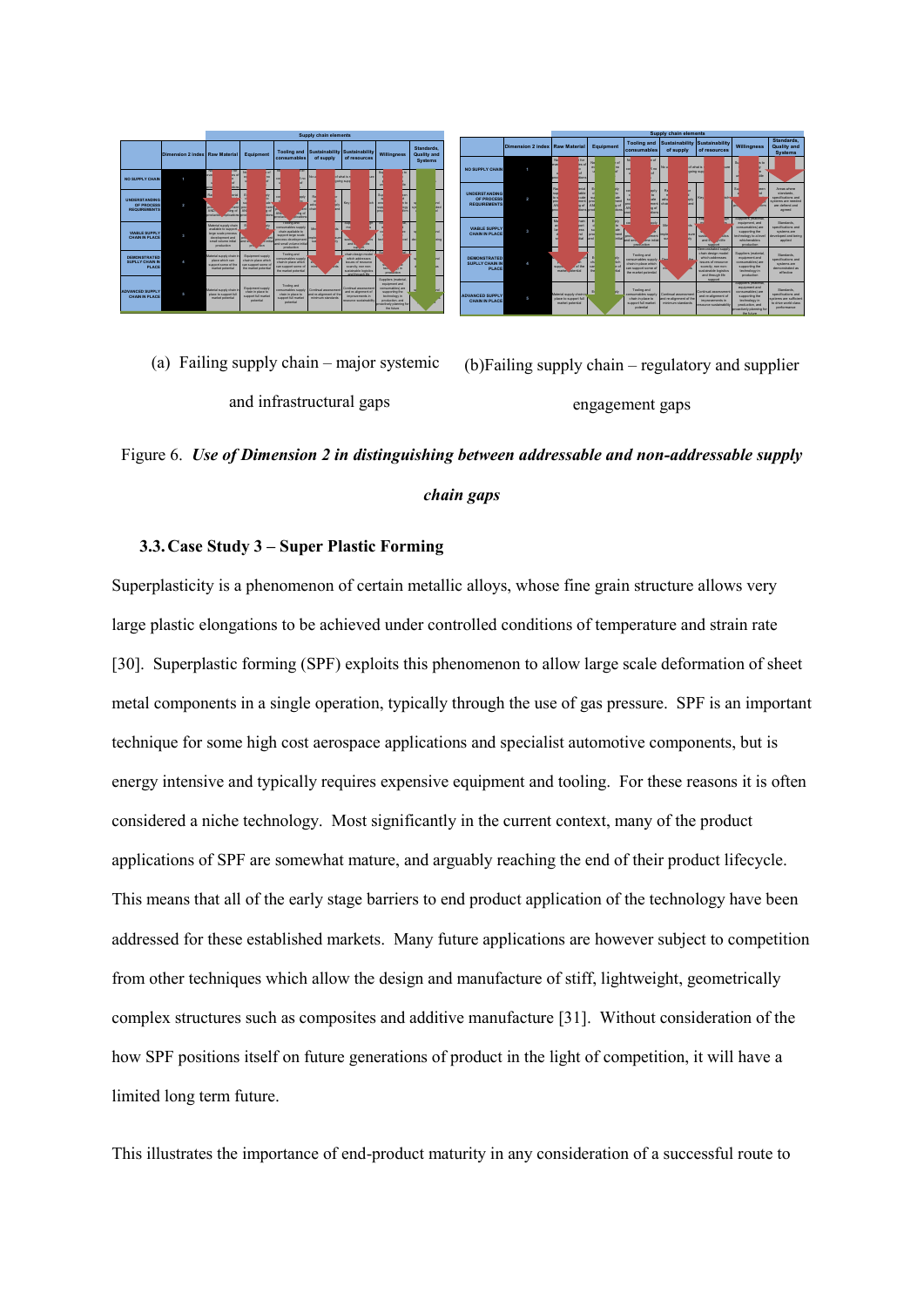(a) Failing supply chain – major systemic and infrastructural gaps

(b) Failing supply chain – regulatory and supplier engagement gaps

Figure 6. ***Use of Dimension 2 in distinguishing between addressable and non-addressable supply chain gaps***

### 3.3. Case Study 3 – Super Plastic Forming

Superplasticity is a phenomenon of certain metallic alloys, whose fine grain structure allows very large plastic elongations to be achieved under controlled conditions of temperature and strain rate [30]. Superplastic forming (SPF) exploits this phenomenon to allow large scale deformation of sheet metal components in a single operation, typically through the use of gas pressure. SPF is an important technique for some high cost aerospace applications and specialist automotive components, but is energy intensive and typically requires expensive equipment and tooling. For these reasons it is often considered a niche technology. Most significantly in the current context, many of the product applications of SPF are somewhat mature, and arguably reaching the end of their product lifecycle. This means that all of the early stage barriers to end product application of the technology have been addressed for these established markets. Many future applications are however subject to competition from other techniques which allow the design and manufacture of stiff, lightweight, geometrically complex structures such as composites and additive manufacture [31]. Without consideration of the how SPF positions itself on future generations of product in the light of competition, it will have a limited long term future.

This illustrates the importance of end-product maturity in any consideration of a successful route to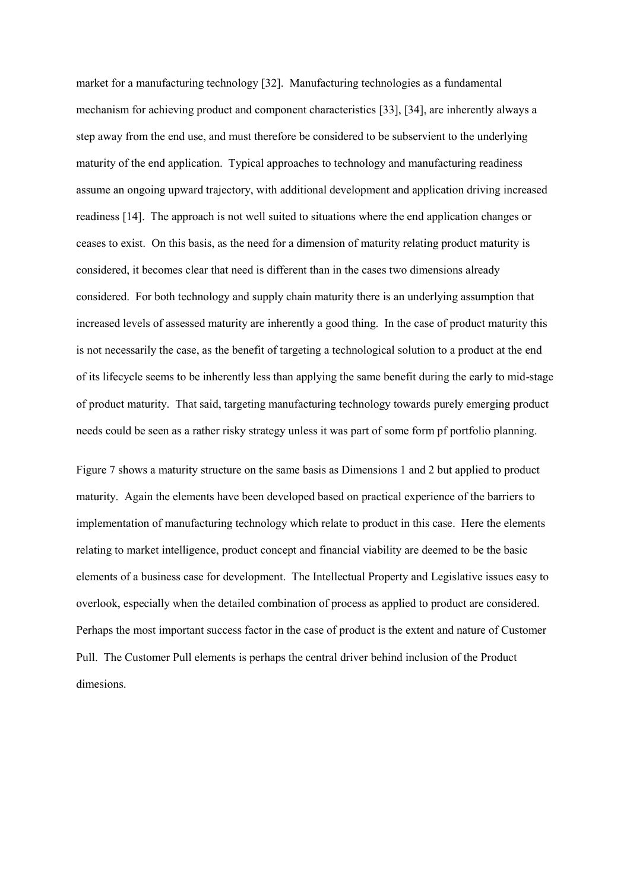market for a manufacturing technology [32]. Manufacturing technologies as a fundamental mechanism for achieving product and component characteristics [33], [34], are inherently always a step away from the end use, and must therefore be considered to be subservient to the underlying maturity of the end application. Typical approaches to technology and manufacturing readiness assume an ongoing upward trajectory, with additional development and application driving increased readiness [14]. The approach is not well suited to situations where the end application changes or ceases to exist. On this basis, as the need for a dimension of maturity relating product maturity is considered, it becomes clear that need is different than in the cases two dimensions already considered. For both technology and supply chain maturity there is an underlying assumption that increased levels of assessed maturity are inherently a good thing. In the case of product maturity this is not necessarily the case, as the benefit of targeting a technological solution to a product at the end of its lifecycle seems to be inherently less than applying the same benefit during the early to mid-stage of product maturity. That said, targeting manufacturing technology towards purely emerging product needs could be seen as a rather risky strategy unless it was part of some form pf portfolio planning.

Figure 7 shows a maturity structure on the same basis as Dimensions 1 and 2 but applied to product maturity. Again the elements have been developed based on practical experience of the barriers to implementation of manufacturing technology which relate to product in this case. Here the elements relating to market intelligence, product concept and financial viability are deemed to be the basic elements of a business case for development. The Intellectual Property and Legislative issues easy to overlook, especially when the detailed combination of process as applied to product are considered. Perhaps the most important success factor in the case of product is the extent and nature of Customer Pull. The Customer Pull elements is perhaps the central driver behind inclusion of the Product dimesions.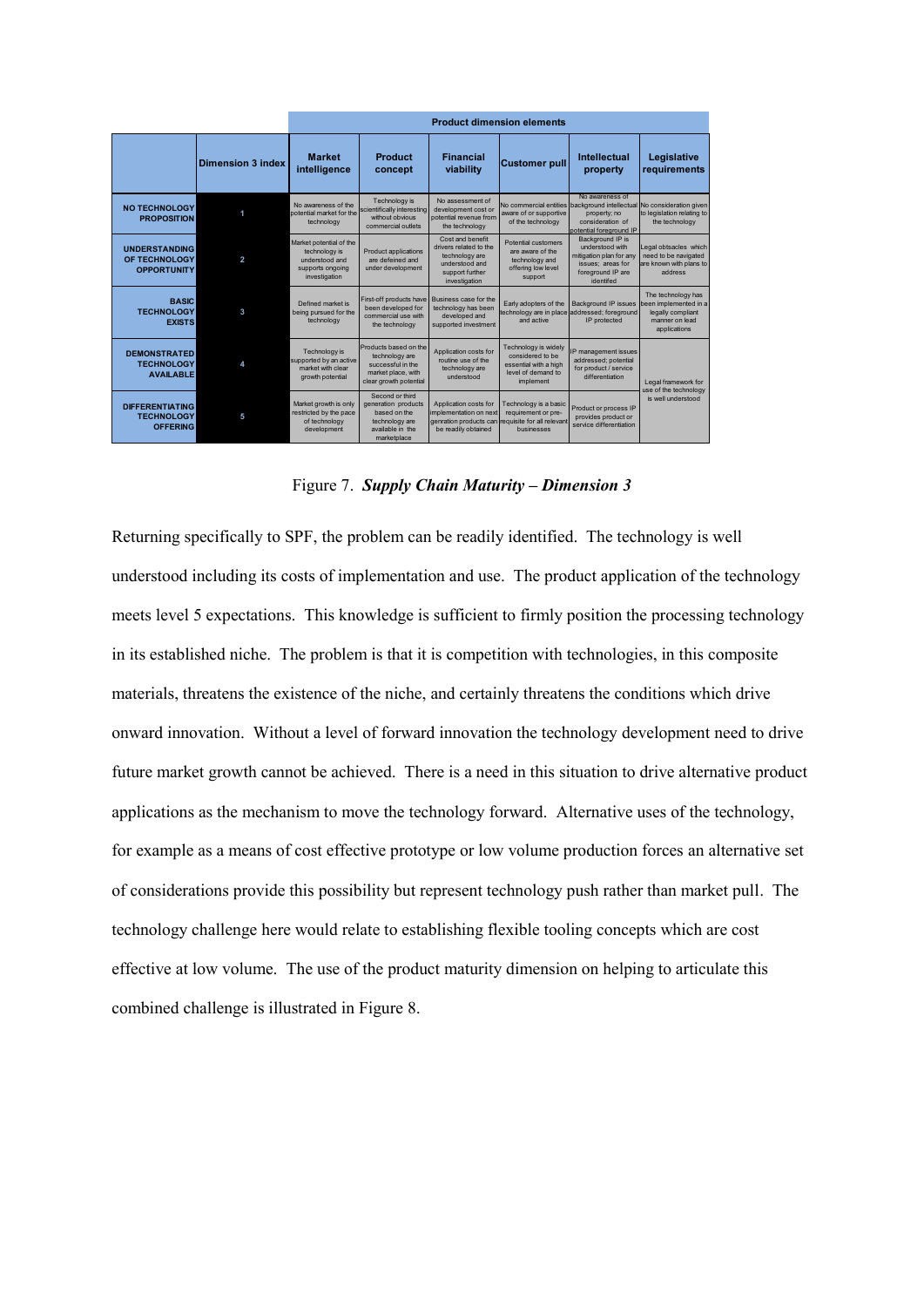| | | Product dimension elements | | | | | |
|---|---|---|---|---|---|---|---|
| | Dimension 3 index | Market intelligence | Product concept | Financial viability | Customer pull | Intellectual property | Legislative requirements |
| NO TECHNOLOGY PROPOSITION | 1 | No awareness of the potential market for the technology | Technology is scientifically interesting without obvious commercial outlets | No assessment of development cost or potential revenue from the technology | No commercial entities aware of or supportive of the technology | No awareness of background intellectual property; no consideration of potential foreground IP | No consideration given to legislation relating to the technology |
| UNDERSTANDING OF TECHNOLOGY OPPORTUNITY | 2 | Market potential of the technology is understood and supports ongoing investigation | Product applications are defined and under development | Cost and benefit drivers related to the technology are understood and support further investigation | Potential customers are aware of the technology and offering low level support | Background IP is understood with mitigation plan for any issues; areas for foreground IP are identifed | Legal obtsacles which need to be navigated are known with plans to address |
| BASIC TECHNOLOGY EXISTS | 3 | Defined market is being pursued for the technology | First-off products have been developed for commercial use with the technology | Business case for the technology has been developed and supported investment | Early adopters of the technology are in place and active | Background IP issues addressed; foreground IP protected | The technology has been implemented in a legally compliant manner on lead applications |
| DEMONSTRATED TECHNOLOGY AVAILABLE | 4 | Technology is supported by an active market with clear growth potential | Products based on the technology are successful in the market place, with clear growth potential | Application costs for routine use of the technology are understood | Technology is widely considered to be essential with a high level of demand to implement | IP management issues addressed; potential for product / service differentiation | Legal framework for use of the technology is well understood |
| DIFFERENTIATING TECHNOLOGY OFFERING | 5 | Market growth is only restricted by the pace of technology development | Second or third generation products based on the technology are available in the marketplace | Application costs for implementation on next genration products can be readily obtained | Technology is a basic requirement or pre-requisite for all relevant businesses | Product or process IP provides product or service differentiation | |

Figure 7. ***Supply Chain Maturity – Dimension 3***

Returning specifically to SPF, the problem can be readily identified. The technology is well understood including its costs of implementation and use. The product application of the technology meets level 5 expectations. This knowledge is sufficient to firmly position the processing technology in its established niche. The problem is that it is competition with technologies, in this composite materials, threatens the existence of the niche, and certainly threatens the conditions which drive onward innovation. Without a level of forward innovation the technology development need to drive future market growth cannot be achieved. There is a need in this situation to drive alternative product applications as the mechanism to move the technology forward. Alternative uses of the technology, for example as a means of cost effective prototype or low volume production forces an alternative set of considerations provide this possibility but represent technology push rather than market pull. The technology challenge here would relate to establishing flexible tooling concepts which are cost effective at low volume. The use of the product maturity dimension on helping to articulate this combined challenge is illustrated in Figure 8.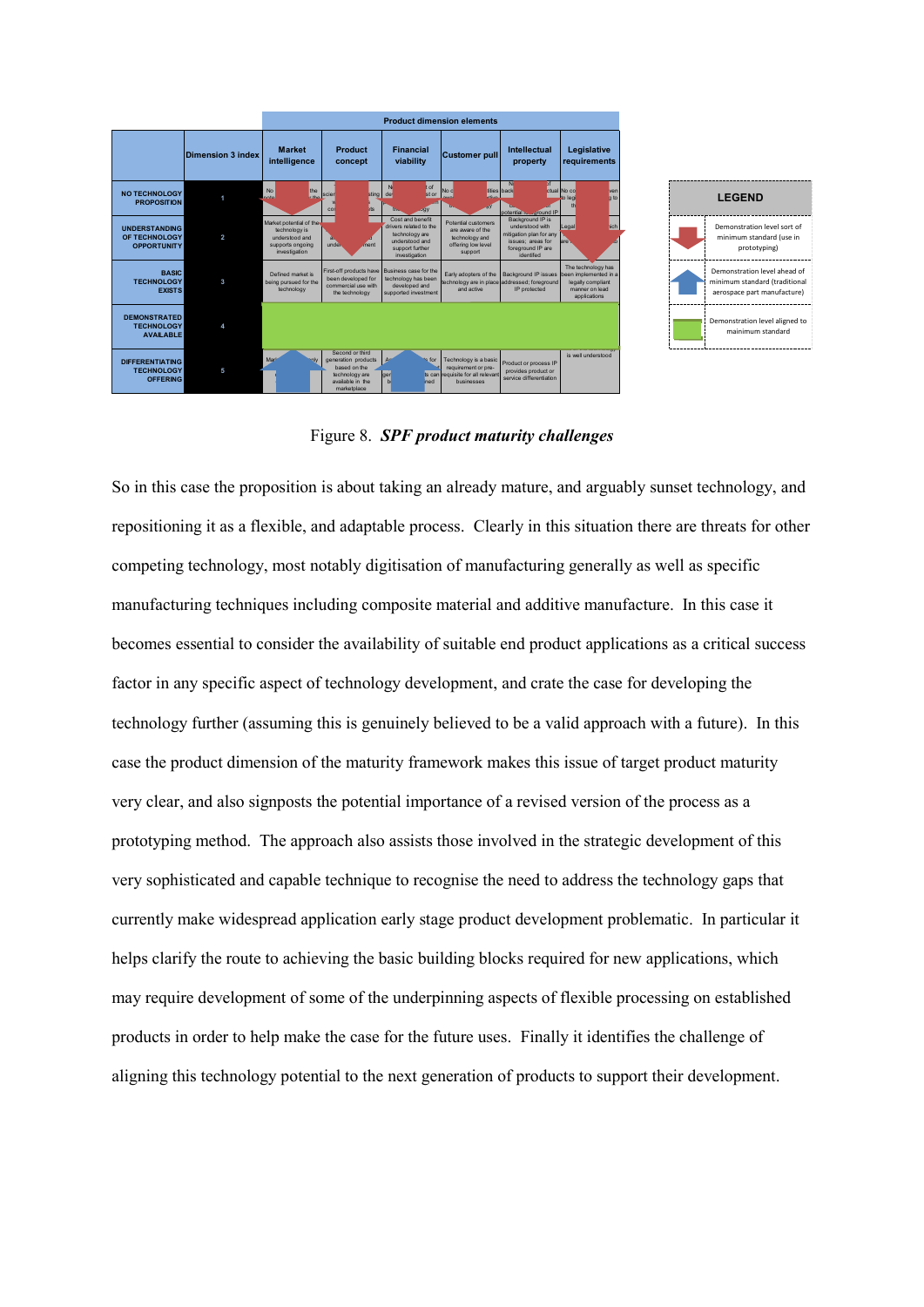| | Dimension 3 index | Market intelligence | Product concept | Financial viability | Customer pull | Intellectual property | Legislative requirements |
|---|---|---|---|---|---|---|---|
| NO TECHNOLOGY PROPOSITION | 1 | No ... the ... | scien... sting ... co... ts | N... of ... de... st or ... the ... gy | No c... lities ... | N... of ... back... ctual ... potential ... ground IP | No co... ven ... to leg... g to ... th... |
| UNDERSTANDING OF TECHNOLOGY OPPORTUNITY | 2 | Market potential of the technology is understood and supports ongoing investigation | a... under... ment | Cost and benefit drivers related to the technology are understood and support further investigation | Potential customers are aware of the technology and offering low level support | Background IP is understood with mitigation plan for any issues; areas for foreground IP are identified | Legal... ich ... are... |
| BASIC TECHNOLOGY EXISTS | 3 | Defined market is being pursued for the technology | First-off products have been developed for commercial use with the technology | Business case for the technology has been developed and supported investment | Early adopters of the technology are in place and active | Background IP issues addressed; foreground IP protected | The technology has been implemented in a legally compliant manner on lead applications |
| DEMONSTRATED TECHNOLOGY AVAILABLE | 4 | | | | | | |
| DIFFERENTIATING TECHNOLOGY OFFERING | 5 | Mar... ... | Second or third generation products based on the technology are available in the marketplace | A... s for ... gen... ts can ... b... ned | Technology is a basic requirement or pre-requisite for all relevant businesses | Product or process IP provides product or service differentiation | ... is well understood |

Product dimension elements

LEGEND
- Demonstration level sort of minimum standard (use in prototyping)
- Demonstration level ahead of minimum standard (traditional aerospace part manufacture)
- Demonstration level aligned to maminimum standard

Figure 8. ***SPF product maturity challenges***

So in this case the proposition is about taking an already mature, and arguably sunset technology, and repositioning it as a flexible, and adaptable process. Clearly in this situation there are threats for other competing technology, most notably digitisation of manufacturing generally as well as specific manufacturing techniques including composite material and additive manufacture. In this case it becomes essential to consider the availability of suitable end product applications as a critical success factor in any specific aspect of technology development, and crate the case for developing the technology further (assuming this is genuinely believed to be a valid approach with a future). In this case the product dimension of the maturity framework makes this issue of target product maturity very clear, and also signposts the potential importance of a revised version of the process as a prototyping method. The approach also assists those involved in the strategic development of this very sophisticated and capable technique to recognise the need to address the technology gaps that currently make widespread application early stage product development problematic. In particular it helps clarify the route to achieving the basic building blocks required for new applications, which may require development of some of the underpinning aspects of flexible processing on established products in order to help make the case for the future uses. Finally it identifies the challenge of aligning this technology potential to the next generation of products to support their development.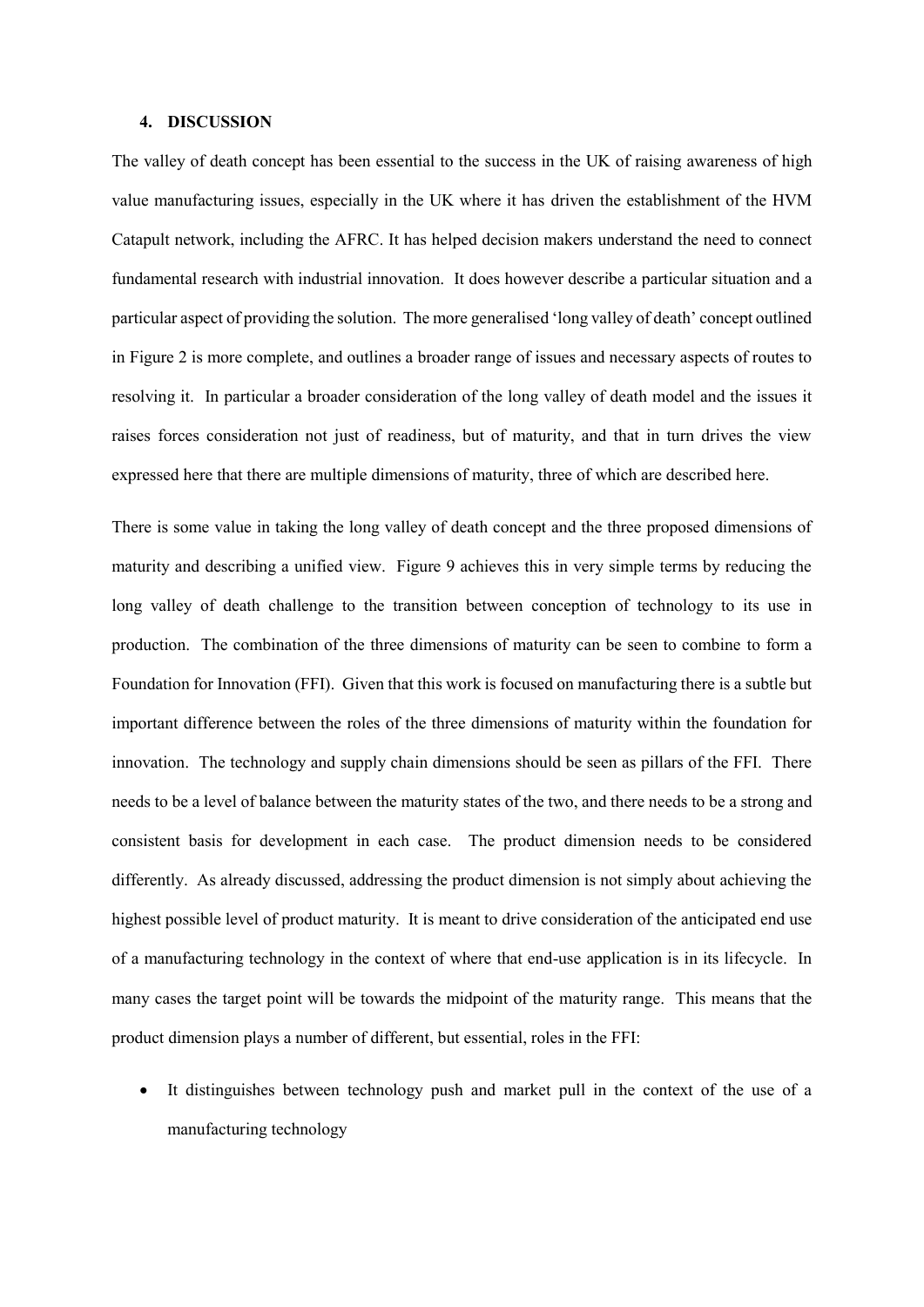## 4. DISCUSSION

The valley of death concept has been essential to the success in the UK of raising awareness of high value manufacturing issues, especially in the UK where it has driven the establishment of the HVM Catapult network, including the AFRC. It has helped decision makers understand the need to connect fundamental research with industrial innovation. It does however describe a particular situation and a particular aspect of providing the solution. The more generalised 'long valley of death' concept outlined in Figure 2 is more complete, and outlines a broader range of issues and necessary aspects of routes to resolving it. In particular a broader consideration of the long valley of death model and the issues it raises forces consideration not just of readiness, but of maturity, and that in turn drives the view expressed here that there are multiple dimensions of maturity, three of which are described here.

There is some value in taking the long valley of death concept and the three proposed dimensions of maturity and describing a unified view. Figure 9 achieves this in very simple terms by reducing the long valley of death challenge to the transition between conception of technology to its use in production. The combination of the three dimensions of maturity can be seen to combine to form a Foundation for Innovation (FFI). Given that this work is focused on manufacturing there is a subtle but important difference between the roles of the three dimensions of maturity within the foundation for innovation. The technology and supply chain dimensions should be seen as pillars of the FFI. There needs to be a level of balance between the maturity states of the two, and there needs to be a strong and consistent basis for development in each case. The product dimension needs to be considered differently. As already discussed, addressing the product dimension is not simply about achieving the highest possible level of product maturity. It is meant to drive consideration of the anticipated end use of a manufacturing technology in the context of where that end-use application is in its lifecycle. In many cases the target point will be towards the midpoint of the maturity range. This means that the product dimension plays a number of different, but essential, roles in the FFI:

- It distinguishes between technology push and market pull in the context of the use of a manufacturing technology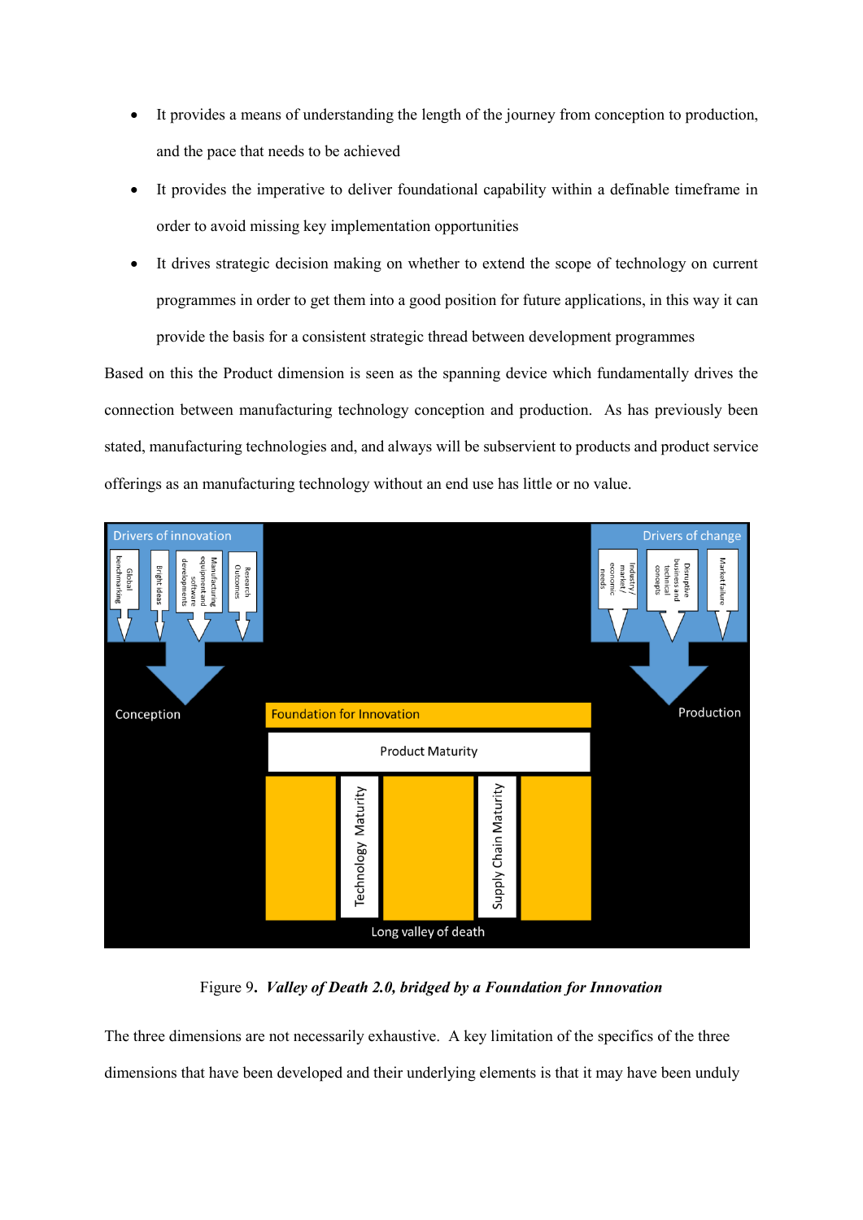- It provides a means of understanding the length of the journey from conception to production, and the pace that needs to be achieved
- It provides the imperative to deliver foundational capability within a definable timeframe in order to avoid missing key implementation opportunities
- It drives strategic decision making on whether to extend the scope of technology on current programmes in order to get them into a good position for future applications, in this way it can provide the basis for a consistent strategic thread between development programmes

Based on this the Product dimension is seen as the spanning device which fundamentally drives the connection between manufacturing technology conception and production. As has previously been stated, manufacturing technologies and, and always will be subservient to products and product service offerings as an manufacturing technology without an end use has little or no value.

Figure 9. ***Valley of Death 2.0, bridged by a Foundation for Innovation***

The three dimensions are not necessarily exhaustive. A key limitation of the specifics of the three dimensions that have been developed and their underlying elements is that it may have been unduly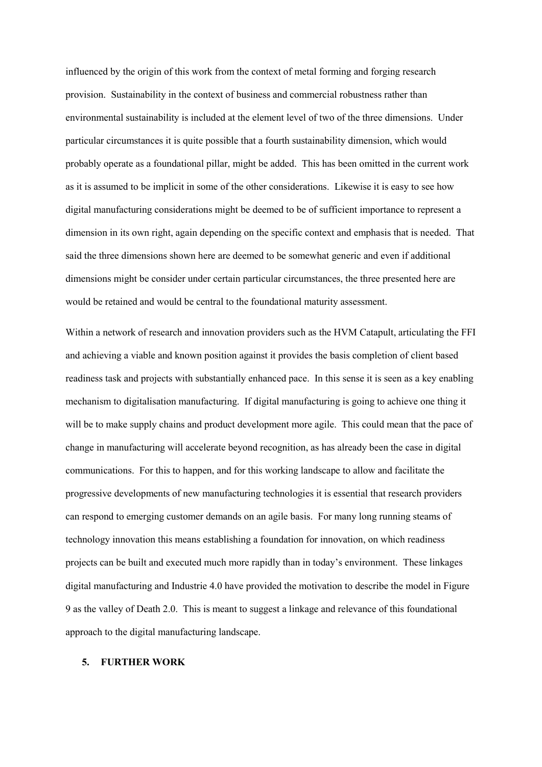influenced by the origin of this work from the context of metal forming and forging research provision. Sustainability in the context of business and commercial robustness rather than environmental sustainability is included at the element level of two of the three dimensions. Under particular circumstances it is quite possible that a fourth sustainability dimension, which would probably operate as a foundational pillar, might be added. This has been omitted in the current work as it is assumed to be implicit in some of the other considerations. Likewise it is easy to see how digital manufacturing considerations might be deemed to be of sufficient importance to represent a dimension in its own right, again depending on the specific context and emphasis that is needed. That said the three dimensions shown here are deemed to be somewhat generic and even if additional dimensions might be consider under certain particular circumstances, the three presented here are would be retained and would be central to the foundational maturity assessment.

Within a network of research and innovation providers such as the HVM Catapult, articulating the FFI and achieving a viable and known position against it provides the basis completion of client based readiness task and projects with substantially enhanced pace. In this sense it is seen as a key enabling mechanism to digitalisation manufacturing. If digital manufacturing is going to achieve one thing it will be to make supply chains and product development more agile. This could mean that the pace of change in manufacturing will accelerate beyond recognition, as has already been the case in digital communications. For this to happen, and for this working landscape to allow and facilitate the progressive developments of new manufacturing technologies it is essential that research providers can respond to emerging customer demands on an agile basis. For many long running steams of technology innovation this means establishing a foundation for innovation, on which readiness projects can be built and executed much more rapidly than in today's environment. These linkages digital manufacturing and Industrie 4.0 have provided the motivation to describe the model in Figure 9 as the valley of Death 2.0. This is meant to suggest a linkage and relevance of this foundational approach to the digital manufacturing landscape.

## 5. FURTHER WORK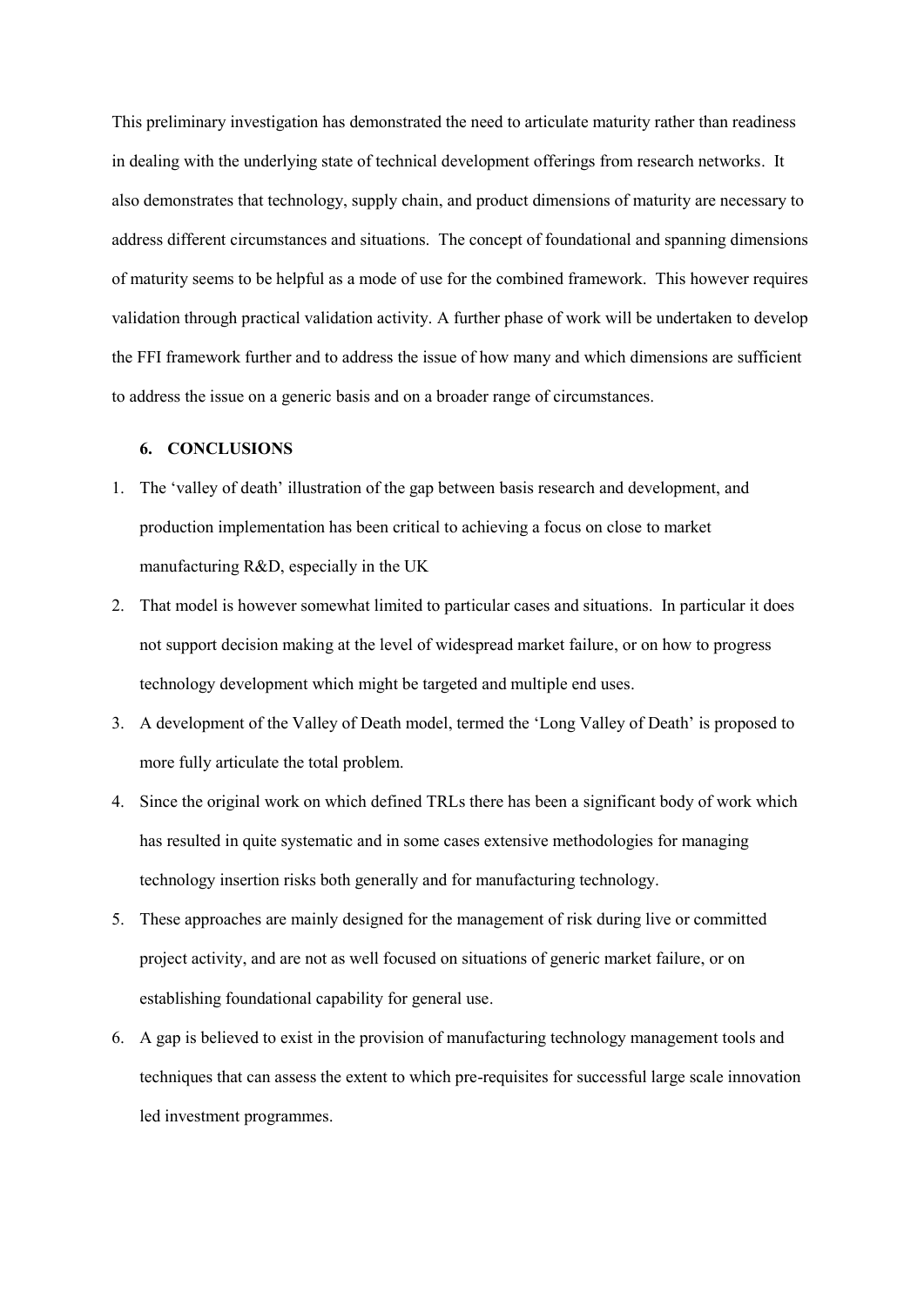This preliminary investigation has demonstrated the need to articulate maturity rather than readiness in dealing with the underlying state of technical development offerings from research networks. It also demonstrates that technology, supply chain, and product dimensions of maturity are necessary to address different circumstances and situations. The concept of foundational and spanning dimensions of maturity seems to be helpful as a mode of use for the combined framework. This however requires validation through practical validation activity. A further phase of work will be undertaken to develop the FFI framework further and to address the issue of how many and which dimensions are sufficient to address the issue on a generic basis and on a broader range of circumstances.

## 6. CONCLUSIONS

1. The 'valley of death' illustration of the gap between basis research and development, and production implementation has been critical to achieving a focus on close to market manufacturing R&D, especially in the UK
2. That model is however somewhat limited to particular cases and situations. In particular it does not support decision making at the level of widespread market failure, or on how to progress technology development which might be targeted and multiple end uses.
3. A development of the Valley of Death model, termed the 'Long Valley of Death' is proposed to more fully articulate the total problem.
4. Since the original work on which defined TRLs there has been a significant body of work which has resulted in quite systematic and in some cases extensive methodologies for managing technology insertion risks both generally and for manufacturing technology.
5. These approaches are mainly designed for the management of risk during live or committed project activity, and are not as well focused on situations of generic market failure, or on establishing foundational capability for general use.
6. A gap is believed to exist in the provision of manufacturing technology management tools and techniques that can assess the extent to which pre-requisites for successful large scale innovation led investment programmes.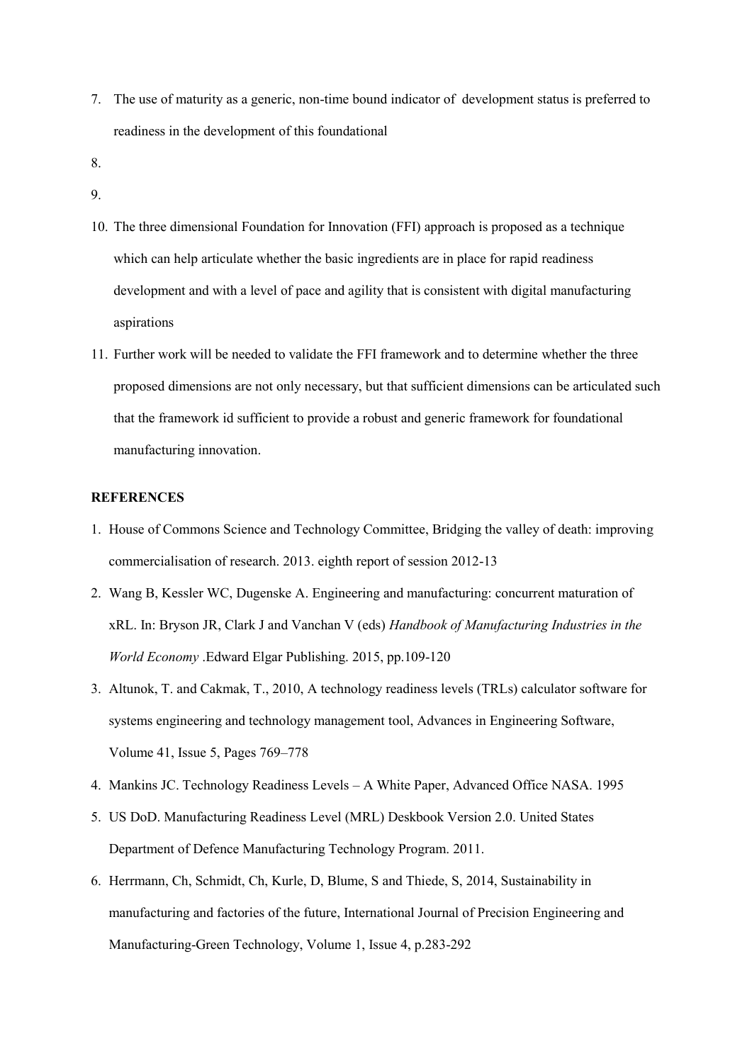7. The use of maturity as a generic, non-time bound indicator of development status is preferred to readiness in the development of this foundational
8. 
9. 
10. The three dimensional Foundation for Innovation (FFI) approach is proposed as a technique which can help articulate whether the basic ingredients are in place for rapid readiness development and with a level of pace and agility that is consistent with digital manufacturing aspirations
11. Further work will be needed to validate the FFI framework and to determine whether the three proposed dimensions are not only necessary, but that sufficient dimensions can be articulated such that the framework id sufficient to provide a robust and generic framework for foundational manufacturing innovation.

**REFERENCES**

1. House of Commons Science and Technology Committee, Bridging the valley of death: improving commercialisation of research. 2013. eighth report of session 2012-13
2. Wang B, Kessler WC, Dugenske A. Engineering and manufacturing: concurrent maturation of xRL. In: Bryson JR, Clark J and Vanchan V (eds) *Handbook of Manufacturing Industries in the World Economy* .Edward Elgar Publishing. 2015, pp.109-120
3. Altunok, T. and Cakmak, T., 2010, A technology readiness levels (TRLs) calculator software for systems engineering and technology management tool, Advances in Engineering Software, Volume 41, Issue 5, Pages 769–778
4. Mankins JC. Technology Readiness Levels – A White Paper, Advanced Office NASA. 1995
5. US DoD. Manufacturing Readiness Level (MRL) Deskbook Version 2.0. United States Department of Defence Manufacturing Technology Program. 2011.
6. Herrmann, Ch, Schmidt, Ch, Kurle, D, Blume, S and Thiede, S, 2014, Sustainability in manufacturing and factories of the future, International Journal of Precision Engineering and Manufacturing-Green Technology, Volume 1, Issue 4, p.283-292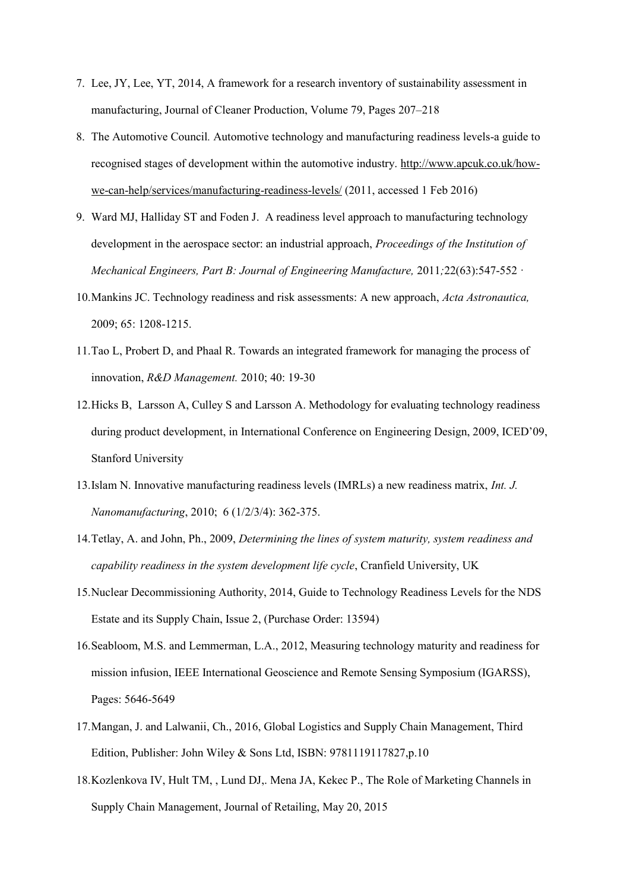7. Lee, JY, Lee, YT, 2014, A framework for a research inventory of sustainability assessment in manufacturing, Journal of Cleaner Production, Volume 79, Pages 207–218
8. The Automotive Council. Automotive technology and manufacturing readiness levels-a guide to recognised stages of development within the automotive industry. http://www.apcuk.co.uk/how-we-can-help/services/manufacturing-readiness-levels/ (2011, accessed 1 Feb 2016)
9. Ward MJ, Halliday ST and Foden J. A readiness level approach to manufacturing technology development in the aerospace sector: an industrial approach, *Proceedings of the Institution of Mechanical Engineers, Part B: Journal of Engineering Manufacture,* 2011*;*22(63):547-552 ·
10. Mankins JC. Technology readiness and risk assessments: A new approach, *Acta Astronautica,* 2009; 65: 1208-1215.
11. Tao L, Probert D, and Phaal R. Towards an integrated framework for managing the process of innovation, *R&D Management.* 2010; 40: 19-30
12. Hicks B, Larsson A, Culley S and Larsson A. Methodology for evaluating technology readiness during product development, in International Conference on Engineering Design, 2009, ICED'09, Stanford University
13. Islam N. Innovative manufacturing readiness levels (IMRLs) a new readiness matrix, *Int. J. Nanomanufacturing*, 2010; 6 (1/2/3/4): 362-375.
14. Tetlay, A. and John, Ph., 2009, *Determining the lines of system maturity, system readiness and capability readiness in the system development life cycle*, Cranfield University, UK
15. Nuclear Decommissioning Authority, 2014, Guide to Technology Readiness Levels for the NDS Estate and its Supply Chain, Issue 2, (Purchase Order: 13594)
16. Seabloom, M.S. and Lemmerman, L.A., 2012, Measuring technology maturity and readiness for mission infusion, IEEE International Geoscience and Remote Sensing Symposium (IGARSS), Pages: 5646-5649
17. Mangan, J. and Lalwanii, Ch., 2016, Global Logistics and Supply Chain Management, Third Edition, Publisher: John Wiley & Sons Ltd, ISBN: 9781119117827,p.10
18. Kozlenkova IV, Hult TM, , Lund DJ,. Mena JA, Kekec P., The Role of Marketing Channels in Supply Chain Management, Journal of Retailing, May 20, 2015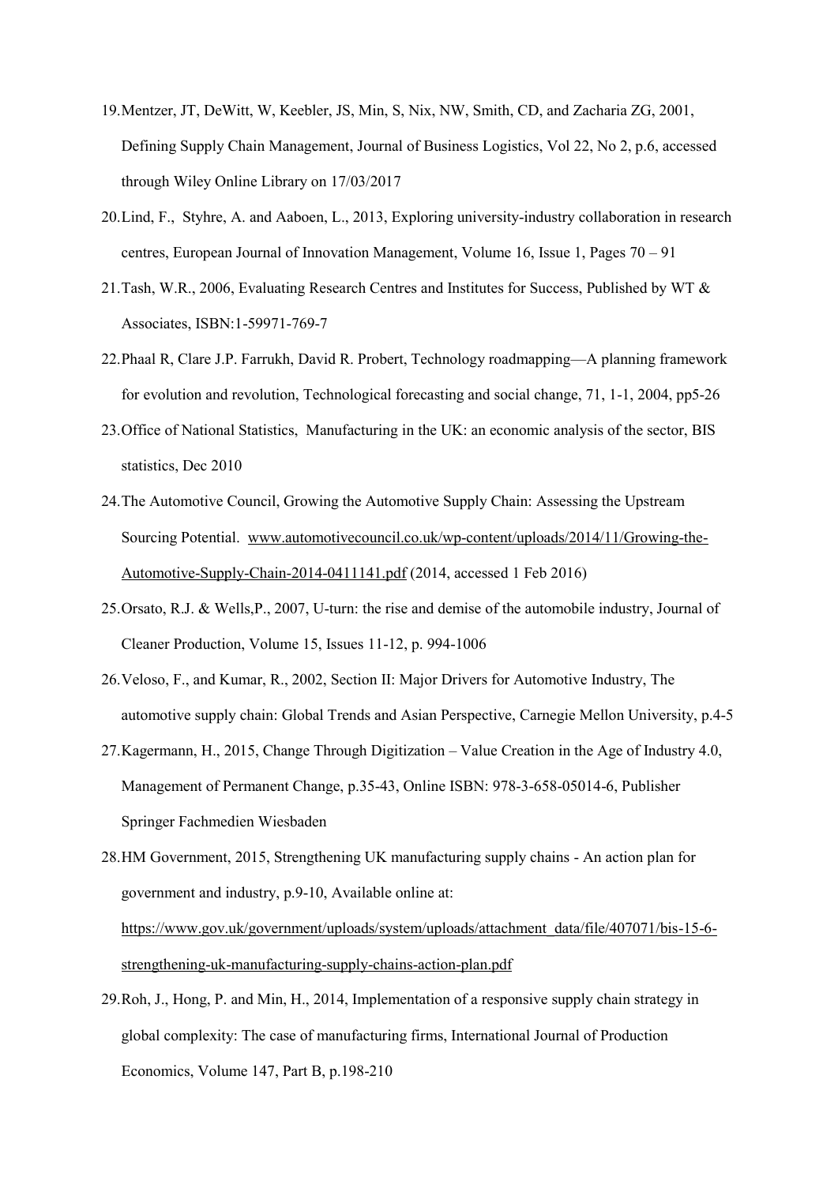19. Mentzer, JT, DeWitt, W, Keebler, JS, Min, S, Nix, NW, Smith, CD, and Zacharia ZG, 2001, Defining Supply Chain Management, Journal of Business Logistics, Vol 22, No 2, p.6, accessed through Wiley Online Library on 17/03/2017
20. Lind, F., Styhre, A. and Aaboen, L., 2013, Exploring university-industry collaboration in research centres, European Journal of Innovation Management, Volume 16, Issue 1, Pages 70 – 91
21. Tash, W.R., 2006, Evaluating Research Centres and Institutes for Success, Published by WT & Associates, ISBN:1-59971-769-7
22. Phaal R, Clare J.P. Farrukh, David R. Probert, Technology roadmapping—A planning framework for evolution and revolution, Technological forecasting and social change, 71, 1-1, 2004, pp5-26
23. Office of National Statistics, Manufacturing in the UK: an economic analysis of the sector, BIS statistics, Dec 2010
24. The Automotive Council, Growing the Automotive Supply Chain: Assessing the Upstream Sourcing Potential. www.automotivecouncil.co.uk/wp-content/uploads/2014/11/Growing-the-Automotive-Supply-Chain-2014-0411141.pdf (2014, accessed 1 Feb 2016)
25. Orsato, R.J. & Wells,P., 2007, U-turn: the rise and demise of the automobile industry, Journal of Cleaner Production, Volume 15, Issues 11-12, p. 994-1006
26. Veloso, F., and Kumar, R., 2002, Section II: Major Drivers for Automotive Industry, The automotive supply chain: Global Trends and Asian Perspective, Carnegie Mellon University, p.4-5
27. Kagermann, H., 2015, Change Through Digitization – Value Creation in the Age of Industry 4.0, Management of Permanent Change, p.35-43, Online ISBN: 978-3-658-05014-6, Publisher Springer Fachmedien Wiesbaden
28. HM Government, 2015, Strengthening UK manufacturing supply chains - An action plan for government and industry, p.9-10, Available online at: https://www.gov.uk/government/uploads/system/uploads/attachment_data/file/407071/bis-15-6-strengthening-uk-manufacturing-supply-chains-action-plan.pdf
29. Roh, J., Hong, P. and Min, H., 2014, Implementation of a responsive supply chain strategy in global complexity: The case of manufacturing firms, International Journal of Production Economics, Volume 147, Part B, p.198-210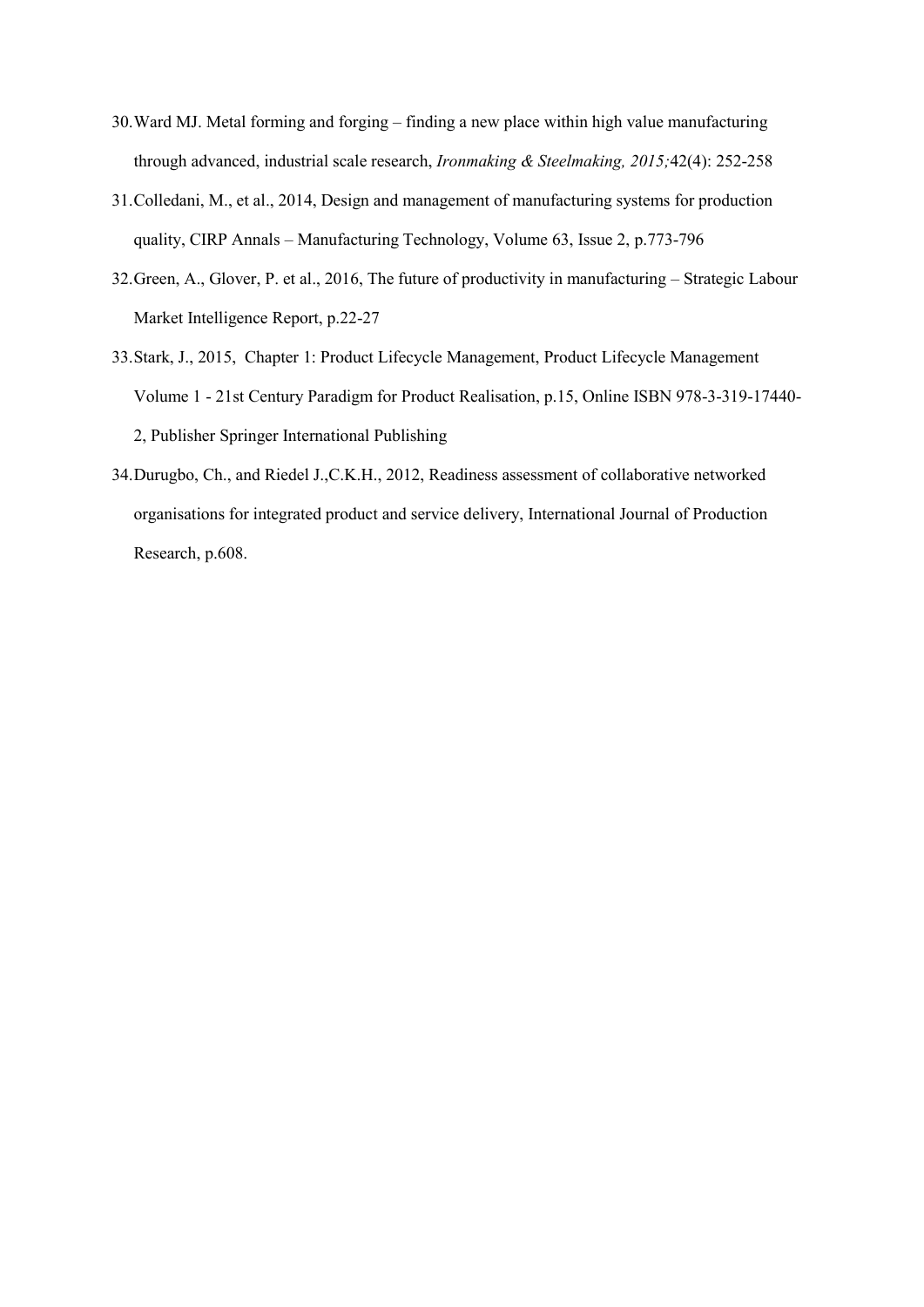30. Ward MJ. Metal forming and forging – finding a new place within high value manufacturing through advanced, industrial scale research, *Ironmaking & Steelmaking, 2015;*42(4): 252-258
31. Colledani, M., et al., 2014, Design and management of manufacturing systems for production quality, CIRP Annals – Manufacturing Technology, Volume 63, Issue 2, p.773-796
32. Green, A., Glover, P. et al., 2016, The future of productivity in manufacturing – Strategic Labour Market Intelligence Report, p.22-27
33. Stark, J., 2015, Chapter 1: Product Lifecycle Management, Product Lifecycle Management Volume 1 - 21st Century Paradigm for Product Realisation, p.15, Online ISBN 978-3-319-17440-2, Publisher Springer International Publishing
34. Durugbo, Ch., and Riedel J.,C.K.H., 2012, Readiness assessment of collaborative networked organisations for integrated product and service delivery, International Journal of Production Research, p.608.